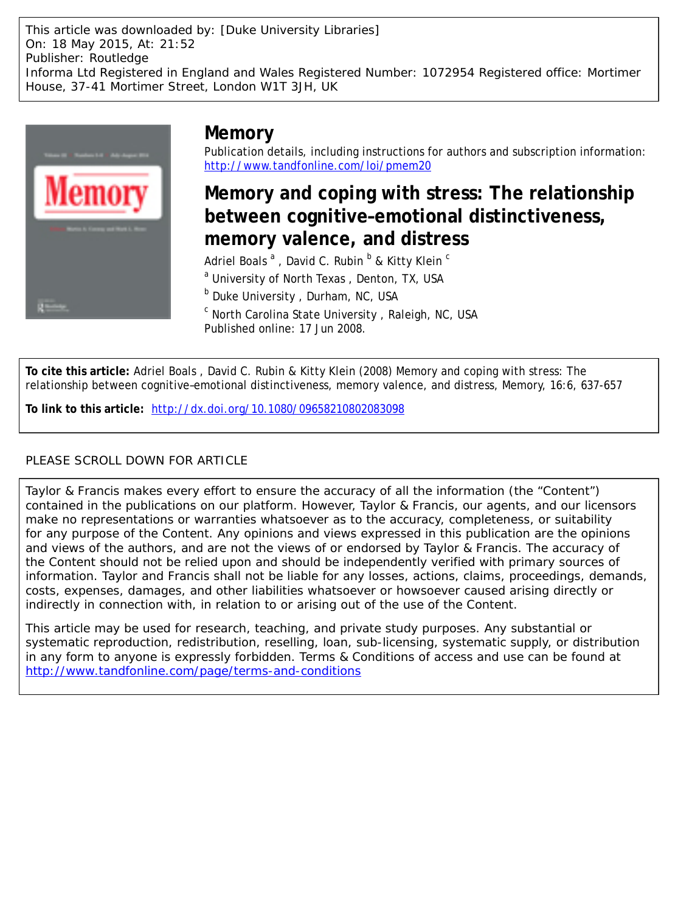This article was downloaded by: [Duke University Libraries]
On: 18 May 2015, At: 21:52
Publisher: Routledge
Informa Ltd Registered in England and Wales Registered Number: 1072954 Registered office: Mortimer House, 37-41 Mortimer Street, London W1T 3JH, UK

# Memory

Publication details, including instructions for authors and subscription information:
http://www.tandfonline.com/loi/pmem20

## Memory and coping with stress: The relationship between cognitive-emotional distinctiveness, memory valence, and distress

Adriel Boals [a] , David C. Rubin [b] & Kitty Klein [c]

[a] University of North Texas , Denton, TX, USA

[b] Duke University , Durham, NC, USA

[c] North Carolina State University , Raleigh, NC, USA

Published online: 17 Jun 2008.

**To cite this article:** Adriel Boals , David C. Rubin & Kitty Klein (2008) Memory and coping with stress: The relationship between cognitive–emotional distinctiveness, memory valence, and distress, Memory, 16:6, 637-657

**To link to this article:** http://dx.doi.org/10.1080/09658210802083098

PLEASE SCROLL DOWN FOR ARTICLE

Taylor & Francis makes every effort to ensure the accuracy of all the information (the "Content") contained in the publications on our platform. However, Taylor & Francis, our agents, and our licensors make no representations or warranties whatsoever as to the accuracy, completeness, or suitability for any purpose of the Content. Any opinions and views expressed in this publication are the opinions and views of the authors, and are not the views of or endorsed by Taylor & Francis. The accuracy of the Content should not be relied upon and should be independently verified with primary sources of information. Taylor and Francis shall not be liable for any losses, actions, claims, proceedings, demands, costs, expenses, damages, and other liabilities whatsoever or howsoever caused arising directly or indirectly in connection with, in relation to or arising out of the use of the Content.

This article may be used for research, teaching, and private study purposes. Any substantial or systematic reproduction, redistribution, reselling, loan, sub-licensing, systematic supply, or distribution in any form to anyone is expressly forbidden. Terms & Conditions of access and use can be found at http://www.tandfonline.com/page/terms-and-conditions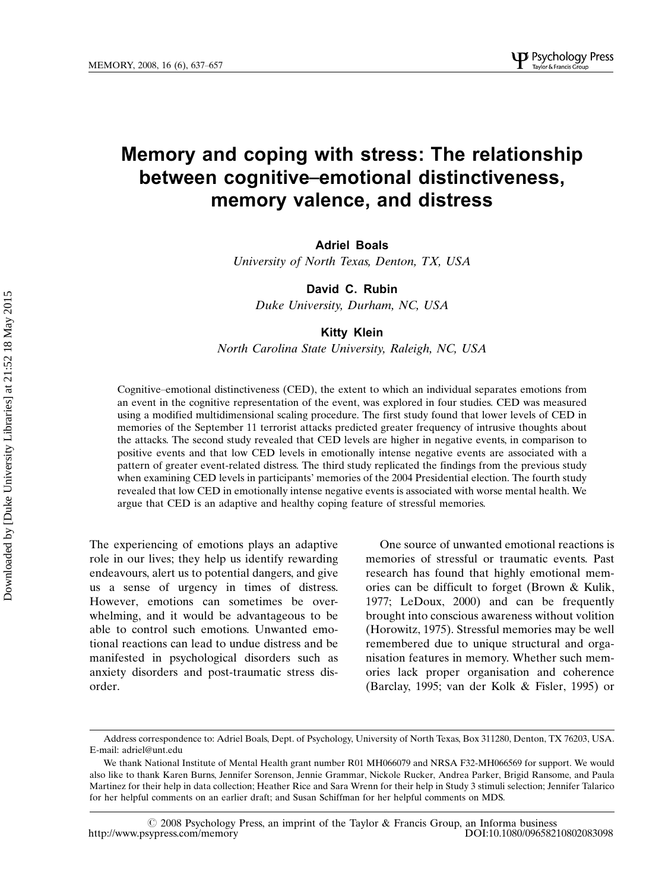# Memory and coping with stress: The relationship between cognitive–emotional distinctiveness, memory valence, and distress

**Adriel Boals**

*University of North Texas, Denton, TX, USA*

**David C. Rubin**

*Duke University, Durham, NC, USA*

**Kitty Klein**

*North Carolina State University, Raleigh, NC, USA*

Cognitive–emotional distinctiveness (CED), the extent to which an individual separates emotions from an event in the cognitive representation of the event, was explored in four studies. CED was measured using a modified multidimensional scaling procedure. The first study found that lower levels of CED in memories of the September 11 terrorist attacks predicted greater frequency of intrusive thoughts about the attacks. The second study revealed that CED levels are higher in negative events, in comparison to positive events and that low CED levels in emotionally intense negative events are associated with a pattern of greater event-related distress. The third study replicated the findings from the previous study when examining CED levels in participants' memories of the 2004 Presidential election. The fourth study revealed that low CED in emotionally intense negative events is associated with worse mental health. We argue that CED is an adaptive and healthy coping feature of stressful memories.

The experiencing of emotions plays an adaptive role in our lives; they help us identify rewarding endeavours, alert us to potential dangers, and give us a sense of urgency in times of distress. However, emotions can sometimes be overwhelming, and it would be advantageous to be able to control such emotions. Unwanted emotional reactions can lead to undue distress and be manifested in psychological disorders such as anxiety disorders and post-traumatic stress disorder.

One source of unwanted emotional reactions is memories of stressful or traumatic events. Past research has found that highly emotional memories can be difficult to forget (Brown & Kulik, 1977; LeDoux, 2000) and can be frequently brought into conscious awareness without volition (Horowitz, 1975). Stressful memories may be well remembered due to unique structural and organisation features in memory. Whether such memories lack proper organisation and coherence (Barclay, 1995; van der Kolk & Fisler, 1995) or

---

Address correspondence to: Adriel Boals, Dept. of Psychology, University of North Texas, Box 311280, Denton, TX 76203, USA. E-mail: adriel@unt.edu

We thank National Institute of Mental Health grant number R01 MH066079 and NRSA F32-MH066569 for support. We would also like to thank Karen Burns, Jennifer Sorenson, Jennie Grammar, Nickole Rucker, Andrea Parker, Brigid Ransome, and Paula Martinez for their help in data collection; Heather Rice and Sara Wrenn for their help in Study 3 stimuli selection; Jennifer Talarico for her helpful comments on an earlier draft; and Susan Schiffman for her helpful comments on MDS.

© 2008 Psychology Press, an imprint of the Taylor & Francis Group, an Informa business
http://www.psypress.com/memory DOI:10.1080/09658210802083098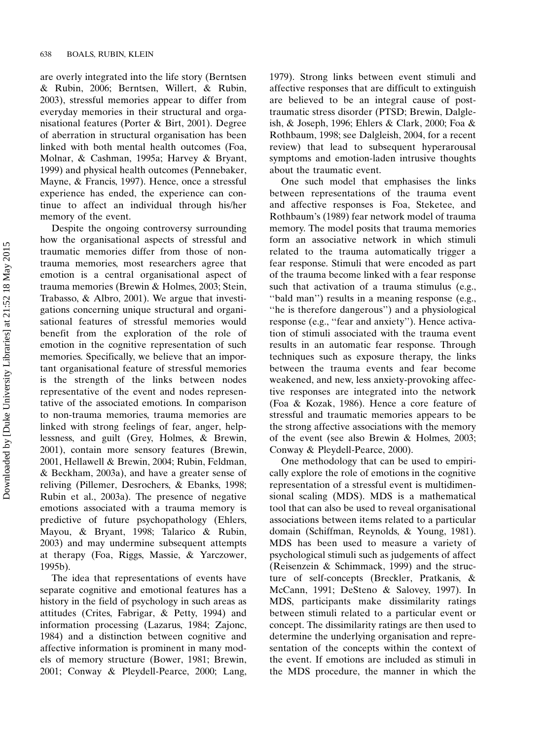are overly integrated into the life story (Berntsen & Rubin, 2006; Berntsen, Willert, & Rubin, 2003), stressful memories appear to differ from everyday memories in their structural and organisational features (Porter & Birt, 2001). Degree of aberration in structural organisation has been linked with both mental health outcomes (Foa, Molnar, & Cashman, 1995a; Harvey & Bryant, 1999) and physical health outcomes (Pennebaker, Mayne, & Francis, 1997). Hence, once a stressful experience has ended, the experience can continue to affect an individual through his/her memory of the event.

Despite the ongoing controversy surrounding how the organisational aspects of stressful and traumatic memories differ from those of non-trauma memories, most researchers agree that emotion is a central organisational aspect of trauma memories (Brewin & Holmes, 2003; Stein, Trabasso, & Albro, 2001). We argue that investigations concerning unique structural and organisational features of stressful memories would benefit from the exploration of the role of emotion in the cognitive representation of such memories. Specifically, we believe that an important organisational feature of stressful memories is the strength of the links between nodes representative of the event and nodes representative of the associated emotions. In comparison to non-trauma memories, trauma memories are linked with strong feelings of fear, anger, helplessness, and guilt (Grey, Holmes, & Brewin, 2001), contain more sensory features (Brewin, 2001, Hellawell & Brewin, 2004; Rubin, Feldman, & Beckham, 2003a), and have a greater sense of reliving (Pillemer, Desrochers, & Ebanks, 1998; Rubin et al., 2003a). The presence of negative emotions associated with a trauma memory is predictive of future psychopathology (Ehlers, Mayou, & Bryant, 1998; Talarico & Rubin, 2003) and may undermine subsequent attempts at therapy (Foa, Riggs, Massie, & Yarczower, 1995b).

The idea that representations of events have separate cognitive and emotional features has a history in the field of psychology in such areas as attitudes (Crites, Fabrigar, & Petty, 1994) and information processing (Lazarus, 1984; Zajonc, 1984) and a distinction between cognitive and affective information is prominent in many models of memory structure (Bower, 1981; Brewin, 2001; Conway & Pleydell-Pearce, 2000; Lang, 1979). Strong links between event stimuli and affective responses that are difficult to extinguish are believed to be an integral cause of posttraumatic stress disorder (PTSD; Brewin, Dalgleish, & Joseph, 1996; Ehlers & Clark, 2000; Foa & Rothbaum, 1998; see Dalgleish, 2004, for a recent review) that lead to subsequent hyperarousal symptoms and emotion-laden intrusive thoughts about the traumatic event.

One such model that emphasises the links between representations of the trauma event and affective responses is Foa, Steketee, and Rothbaum's (1989) fear network model of trauma memory. The model posits that trauma memories form an associative network in which stimuli related to the trauma automatically trigger a fear response. Stimuli that were encoded as part of the trauma become linked with a fear response such that activation of a trauma stimulus (e.g., "bald man") results in a meaning response (e.g., "he is therefore dangerous") and a physiological response (e.g., "fear and anxiety"). Hence activation of stimuli associated with the trauma event results in an automatic fear response. Through techniques such as exposure therapy, the links between the trauma events and fear become weakened, and new, less anxiety-provoking affective responses are integrated into the network (Foa & Kozak, 1986). Hence a core feature of stressful and traumatic memories appears to be the strong affective associations with the memory of the event (see also Brewin & Holmes, 2003; Conway & Pleydell-Pearce, 2000).

One methodology that can be used to empirically explore the role of emotions in the cognitive representation of a stressful event is multidimensional scaling (MDS). MDS is a mathematical tool that can also be used to reveal organisational associations between items related to a particular domain (Schiffman, Reynolds, & Young, 1981). MDS has been used to measure a variety of psychological stimuli such as judgements of affect (Reisenzein & Schimmack, 1999) and the structure of self-concepts (Breckler, Pratkanis, & McCann, 1991; DeSteno & Salovey, 1997). In MDS, participants make dissimilarity ratings between stimuli related to a particular event or concept. The dissimilarity ratings are then used to determine the underlying organisation and representation of the concepts within the context of the event. If emotions are included as stimuli in the MDS procedure, the manner in which the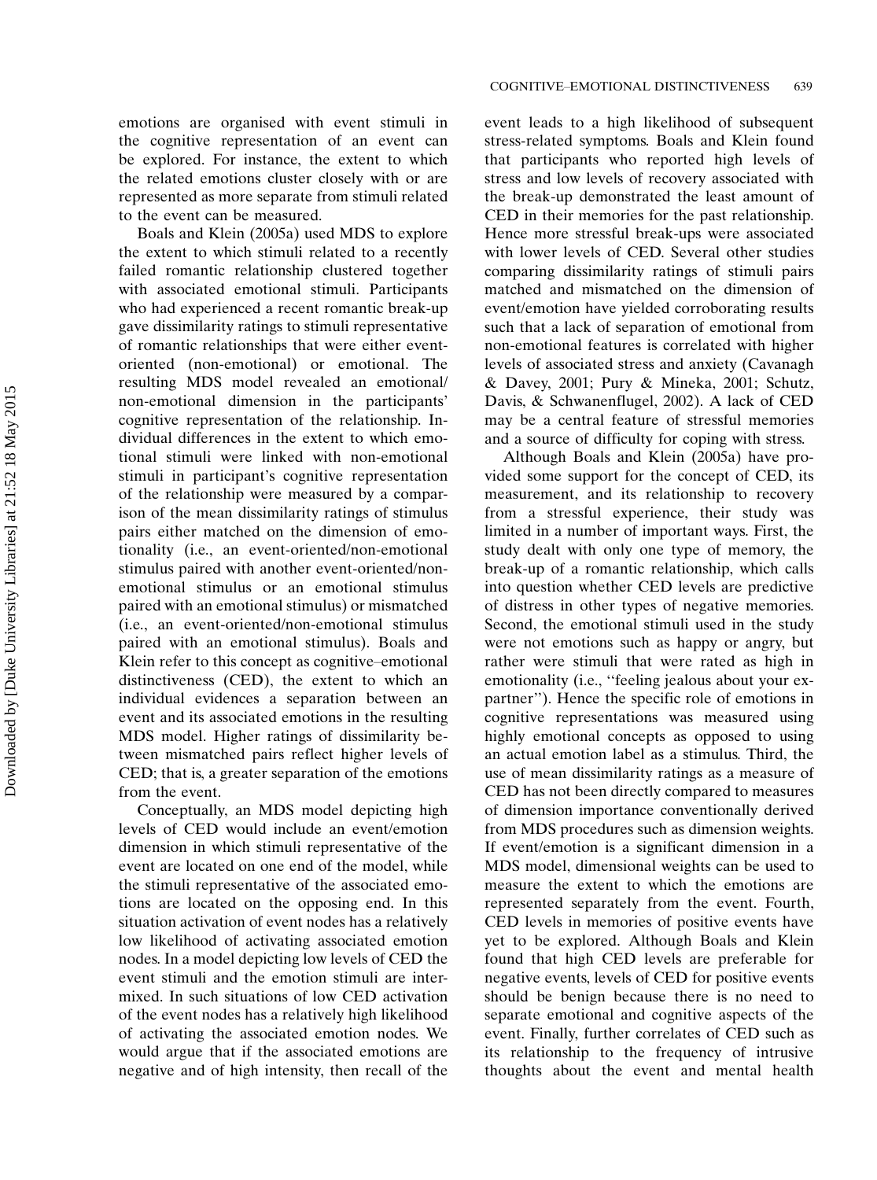emotions are organised with event stimuli in the cognitive representation of an event can be explored. For instance, the extent to which the related emotions cluster closely with or are represented as more separate from stimuli related to the event can be measured.

Boals and Klein (2005a) used MDS to explore the extent to which stimuli related to a recently failed romantic relationship clustered together with associated emotional stimuli. Participants who had experienced a recent romantic break-up gave dissimilarity ratings to stimuli representative of romantic relationships that were either event-oriented (non-emotional) or emotional. The resulting MDS model revealed an emotional/non-emotional dimension in the participants' cognitive representation of the relationship. Individual differences in the extent to which emotional stimuli were linked with non-emotional stimuli in participant's cognitive representation of the relationship were measured by a comparison of the mean dissimilarity ratings of stimulus pairs either matched on the dimension of emotionality (i.e., an event-oriented/non-emotional stimulus paired with another event-oriented/non-emotional stimulus or an emotional stimulus paired with an emotional stimulus) or mismatched (i.e., an event-oriented/non-emotional stimulus paired with an emotional stimulus). Boals and Klein refer to this concept as cognitive–emotional distinctiveness (CED), the extent to which an individual evidences a separation between an event and its associated emotions in the resulting MDS model. Higher ratings of dissimilarity between mismatched pairs reflect higher levels of CED; that is, a greater separation of the emotions from the event.

Conceptually, an MDS model depicting high levels of CED would include an event/emotion dimension in which stimuli representative of the event are located on one end of the model, while the stimuli representative of the associated emotions are located on the opposing end. In this situation activation of event nodes has a relatively low likelihood of activating associated emotion nodes. In a model depicting low levels of CED the event stimuli and the emotion stimuli are intermixed. In such situations of low CED activation of the event nodes has a relatively high likelihood of activating the associated emotion nodes. We would argue that if the associated emotions are negative and of high intensity, then recall of the event leads to a high likelihood of subsequent stress-related symptoms. Boals and Klein found that participants who reported high levels of stress and low levels of recovery associated with the break-up demonstrated the least amount of CED in their memories for the past relationship. Hence more stressful break-ups were associated with lower levels of CED. Several other studies comparing dissimilarity ratings of stimuli pairs matched and mismatched on the dimension of event/emotion have yielded corroborating results such that a lack of separation of emotional from non-emotional features is correlated with higher levels of associated stress and anxiety (Cavanagh & Davey, 2001; Pury & Mineka, 2001; Schutz, Davis, & Schwanenflugel, 2002). A lack of CED may be a central feature of stressful memories and a source of difficulty for coping with stress.

Although Boals and Klein (2005a) have provided some support for the concept of CED, its measurement, and its relationship to recovery from a stressful experience, their study was limited in a number of important ways. First, the study dealt with only one type of memory, the break-up of a romantic relationship, which calls into question whether CED levels are predictive of distress in other types of negative memories. Second, the emotional stimuli used in the study were not emotions such as happy or angry, but rather were stimuli that were rated as high in emotionality (i.e., ''feeling jealous about your ex-partner''). Hence the specific role of emotions in cognitive representations was measured using highly emotional concepts as opposed to using an actual emotion label as a stimulus. Third, the use of mean dissimilarity ratings as a measure of CED has not been directly compared to measures of dimension importance conventionally derived from MDS procedures such as dimension weights. If event/emotion is a significant dimension in a MDS model, dimensional weights can be used to measure the extent to which the emotions are represented separately from the event. Fourth, CED levels in memories of positive events have yet to be explored. Although Boals and Klein found that high CED levels are preferable for negative events, levels of CED for positive events should be benign because there is no need to separate emotional and cognitive aspects of the event. Finally, further correlates of CED such as its relationship to the frequency of intrusive thoughts about the event and mental health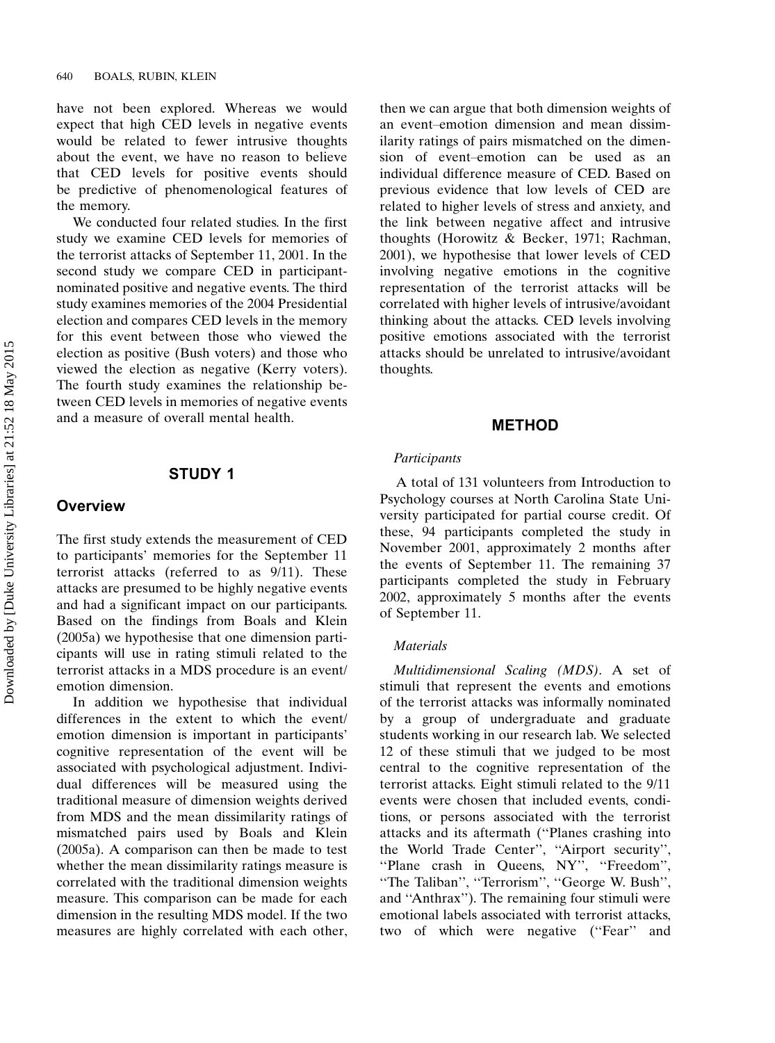have not been explored. Whereas we would expect that high CED levels in negative events would be related to fewer intrusive thoughts about the event, we have no reason to believe that CED levels for positive events should be predictive of phenomenological features of the memory.

We conducted four related studies. In the first study we examine CED levels for memories of the terrorist attacks of September 11, 2001. In the second study we compare CED in participant-nominated positive and negative events. The third study examines memories of the 2004 Presidential election and compares CED levels in the memory for this event between those who viewed the election as positive (Bush voters) and those who viewed the election as negative (Kerry voters). The fourth study examines the relationship between CED levels in memories of negative events and a measure of overall mental health.

## STUDY 1

### Overview

The first study extends the measurement of CED to participants' memories for the September 11 terrorist attacks (referred to as 9/11). These attacks are presumed to be highly negative events and had a significant impact on our participants. Based on the findings from Boals and Klein (2005a) we hypothesise that one dimension participants will use in rating stimuli related to the terrorist attacks in a MDS procedure is an event/emotion dimension.

In addition we hypothesise that individual differences in the extent to which the event/emotion dimension is important in participants' cognitive representation of the event will be associated with psychological adjustment. Individual differences will be measured using the traditional measure of dimension weights derived from MDS and the mean dissimilarity ratings of mismatched pairs used by Boals and Klein (2005a). A comparison can then be made to test whether the mean dissimilarity ratings measure is correlated with the traditional dimension weights measure. This comparison can be made for each dimension in the resulting MDS model. If the two measures are highly correlated with each other, then we can argue that both dimension weights of an event–emotion dimension and mean dissimilarity ratings of pairs mismatched on the dimension of event–emotion can be used as an individual difference measure of CED. Based on previous evidence that low levels of CED are related to higher levels of stress and anxiety, and the link between negative affect and intrusive thoughts (Horowitz & Becker, 1971; Rachman, 2001), we hypothesise that lower levels of CED involving negative emotions in the cognitive representation of the terrorist attacks will be correlated with higher levels of intrusive/avoidant thinking about the attacks. CED levels involving positive emotions associated with the terrorist attacks should be unrelated to intrusive/avoidant thoughts.

## METHOD

### *Participants*

A total of 131 volunteers from Introduction to Psychology courses at North Carolina State University participated for partial course credit. Of these, 94 participants completed the study in November 2001, approximately 2 months after the events of September 11. The remaining 37 participants completed the study in February 2002, approximately 5 months after the events of September 11.

### *Materials*

*Multidimensional Scaling (MDS)*. A set of stimuli that represent the events and emotions of the terrorist attacks was informally nominated by a group of undergraduate and graduate students working in our research lab. We selected 12 of these stimuli that we judged to be most central to the cognitive representation of the terrorist attacks. Eight stimuli related to the 9/11 events were chosen that included events, conditions, or persons associated with the terrorist attacks and its aftermath (''Planes crashing into the World Trade Center'', ''Airport security'', ''Plane crash in Queens, NY'', ''Freedom'', ''The Taliban'', ''Terrorism'', ''George W. Bush'', and ''Anthrax''). The remaining four stimuli were emotional labels associated with terrorist attacks, two of which were negative (''Fear'' and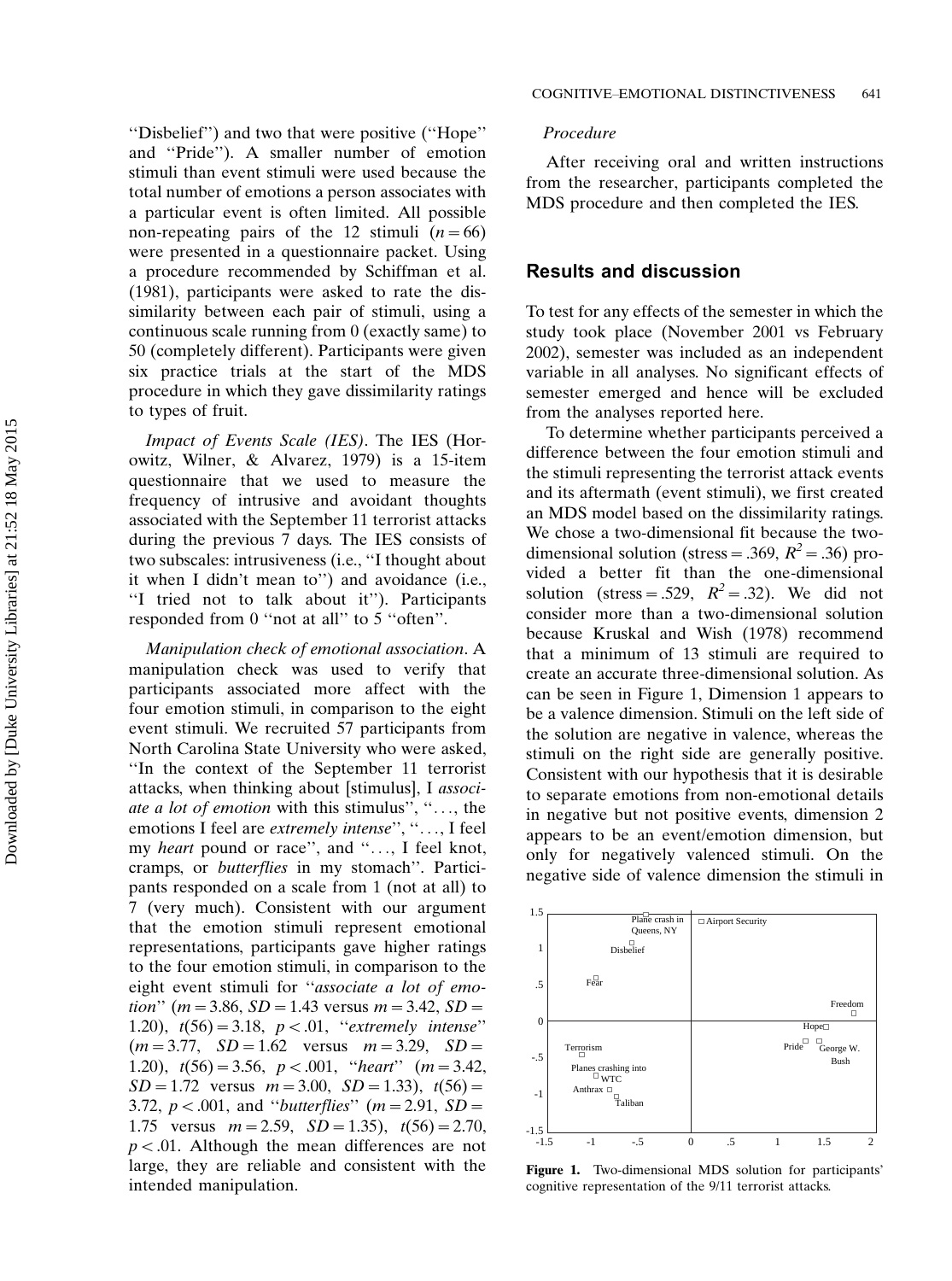"Disbelief") and two that were positive ("Hope" and "Pride"). A smaller number of emotion stimuli than event stimuli were used because the total number of emotions a person associates with a particular event is often limited. All possible non-repeating pairs of the 12 stimuli ($n = 66$) were presented in a questionnaire packet. Using a procedure recommended by Schiffman et al. (1981), participants were asked to rate the dissimilarity between each pair of stimuli, using a continuous scale running from 0 (exactly same) to 50 (completely different). Participants were given six practice trials at the start of the MDS procedure in which they gave dissimilarity ratings to types of fruit.

*Impact of Events Scale (IES)*. The IES (Horowitz, Wilner, & Alvarez, 1979) is a 15-item questionnaire that we used to measure the frequency of intrusive and avoidant thoughts associated with the September 11 terrorist attacks during the previous 7 days. The IES consists of two subscales: intrusiveness (i.e., "I thought about it when I didn't mean to") and avoidance (i.e., "I tried not to talk about it"). Participants responded from 0 "not at all" to 5 "often".

*Manipulation check of emotional association*. A manipulation check was used to verify that participants associated more affect with the four emotion stimuli, in comparison to the eight event stimuli. We recruited 57 participants from North Carolina State University who were asked, "In the context of the September 11 terrorist attacks, when thinking about [stimulus], I *associate a lot of emotion* with this stimulus", "..., the emotions I feel are *extremely intense*", "..., I feel my *heart* pound or race", and "..., I feel knot, cramps, or *butterflies* in my stomach". Participants responded on a scale from 1 (not at all) to 7 (very much). Consistent with our argument that the emotion stimuli represent emotional representations, participants gave higher ratings to the four emotion stimuli, in comparison to the eight event stimuli for "*associate a lot of emotion*" ($m = 3.86$, $SD = 1.43$ versus $m = 3.42$, $SD = 1.20$), $t(56) = 3.18$, $p < .01$, "*extremely intense*" ($m = 3.77$, $SD = 1.62$ versus $m = 3.29$, $SD = 1.20$), $t(56) = 3.56$, $p < .001$, "*heart*" ($m = 3.42$, $SD = 1.72$ versus $m = 3.00$, $SD = 1.33$), $t(56) = 3.72$, $p < .001$, and "*butterflies*" ($m = 2.91$, $SD = 1.75$ versus $m = 2.59$, $SD = 1.35$), $t(56) = 2.70$, $p < .01$. Although the mean differences are not large, they are reliable and consistent with the intended manipulation.

### Procedure

After receiving oral and written instructions from the researcher, participants completed the MDS procedure and then completed the IES.

## Results and discussion

To test for any effects of the semester in which the study took place (November 2001 vs February 2002), semester was included as an independent variable in all analyses. No significant effects of semester emerged and hence will be excluded from the analyses reported here.

To determine whether participants perceived a difference between the four emotion stimuli and the stimuli representing the terrorist attack events and its aftermath (event stimuli), we first created an MDS model based on the dissimilarity ratings. We chose a two-dimensional fit because the two-dimensional solution (stress $= .369$, $R^2 = .36$) provided a better fit than the one-dimensional solution (stress $= .529$, $R^2 = .32$). We did not consider more than a two-dimensional solution because Kruskal and Wish (1978) recommend that a minimum of 13 stimuli are required to create an accurate three-dimensional solution. As can be seen in Figure 1, Dimension 1 appears to be a valence dimension. Stimuli on the left side of the solution are negative in valence, whereas the stimuli on the right side are generally positive. Consistent with our hypothesis that it is desirable to separate emotions from non-emotional details in negative but not positive events, dimension 2 appears to be an event/emotion dimension, but only for negatively valenced stimuli. On the negative side of valence dimension the stimuli in

**Figure 1.** Two-dimensional MDS solution for participants' cognitive representation of the 9/11 terrorist attacks.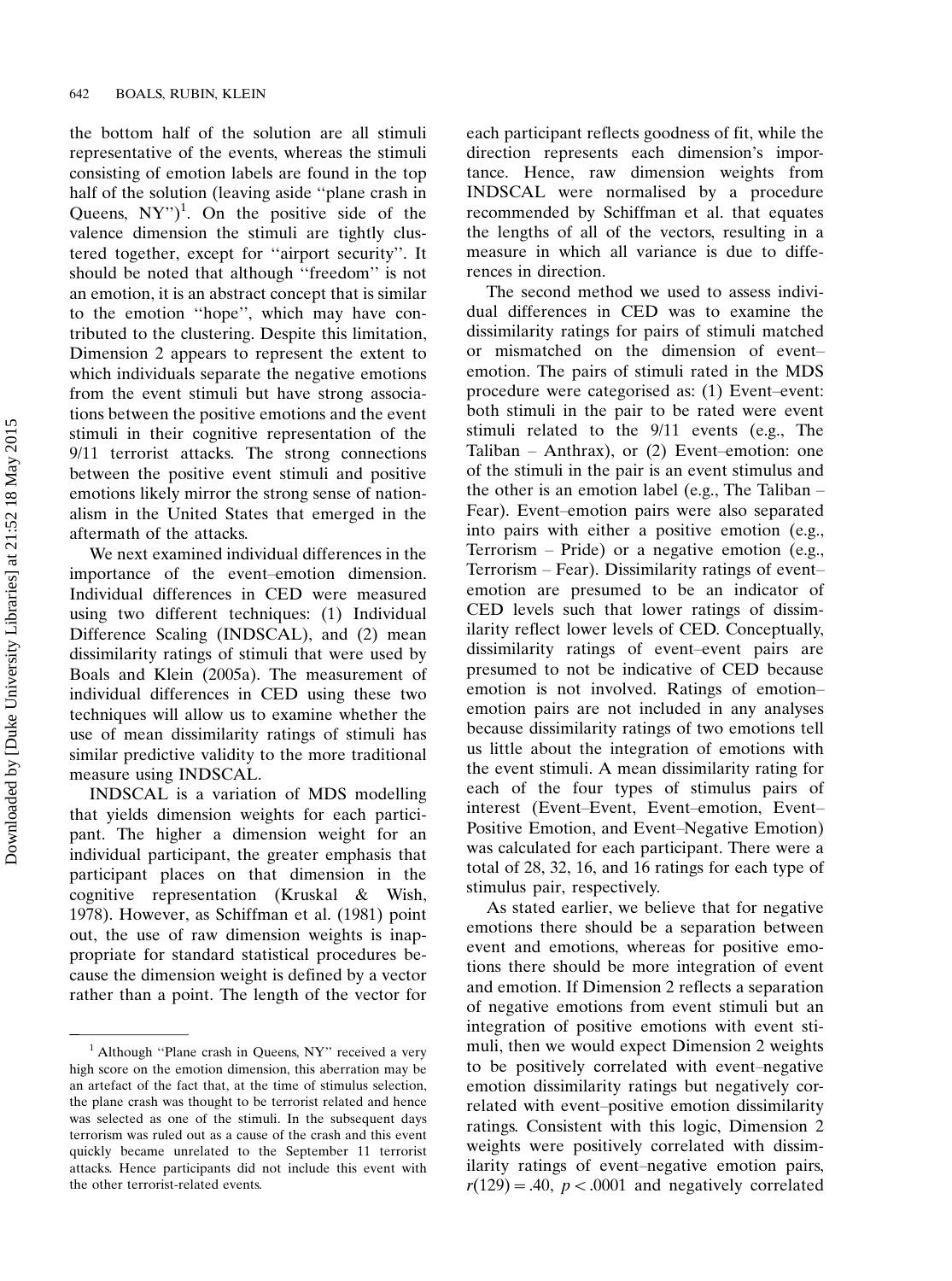the bottom half of the solution are all stimuli representative of the events, whereas the stimuli consisting of emotion labels are found in the top half of the solution (leaving aside ''plane crash in Queens, NY'')[1]. On the positive side of the valence dimension the stimuli are tightly clustered together, except for ''airport security''. It should be noted that although ''freedom'' is not an emotion, it is an abstract concept that is similar to the emotion ''hope'', which may have contributed to the clustering. Despite this limitation, Dimension 2 appears to represent the extent to which individuals separate the negative emotions from the event stimuli but have strong associations between the positive emotions and the event stimuli in their cognitive representation of the 9/11 terrorist attacks. The strong connections between the positive event stimuli and positive emotions likely mirror the strong sense of nationalism in the United States that emerged in the aftermath of the attacks.

We next examined individual differences in the importance of the event–emotion dimension. Individual differences in CED were measured using two different techniques: (1) Individual Difference Scaling (INDSCAL), and (2) mean dissimilarity ratings of stimuli that were used by Boals and Klein (2005a). The measurement of individual differences in CED using these two techniques will allow us to examine whether the use of mean dissimilarity ratings of stimuli has similar predictive validity to the more traditional measure using INDSCAL.

INDSCAL is a variation of MDS modelling that yields dimension weights for each participant. The higher a dimension weight for an individual participant, the greater emphasis that participant places on that dimension in the cognitive representation (Kruskal & Wish, 1978). However, as Schiffman et al. (1981) point out, the use of raw dimension weights is inappropriate for standard statistical procedures because the dimension weight is defined by a vector rather than a point. The length of the vector for each participant reflects goodness of fit, while the direction represents each dimension's importance. Hence, raw dimension weights from INDSCAL were normalised by a procedure recommended by Schiffman et al. that equates the lengths of all of the vectors, resulting in a measure in which all variance is due to differences in direction.

The second method we used to assess individual differences in CED was to examine the dissimilarity ratings for pairs of stimuli matched or mismatched on the dimension of event–emotion. The pairs of stimuli rated in the MDS procedure were categorised as: (1) Event–event: both stimuli in the pair to be rated were event stimuli related to the 9/11 events (e.g., The Taliban – Anthrax), or (2) Event–emotion: one of the stimuli in the pair is an event stimulus and the other is an emotion label (e.g., The Taliban – Fear). Event–emotion pairs were also separated into pairs with either a positive emotion (e.g., Terrorism – Pride) or a negative emotion (e.g., Terrorism – Fear). Dissimilarity ratings of event–emotion are presumed to be an indicator of CED levels such that lower ratings of dissimilarity reflect lower levels of CED. Conceptually, dissimilarity ratings of event–event pairs are presumed to not be indicative of CED because emotion is not involved. Ratings of emotion–emotion pairs are not included in any analyses because dissimilarity ratings of two emotions tell us little about the integration of emotions with the event stimuli. A mean dissimilarity rating for each of the four types of stimulus pairs of interest (Event–Event, Event–emotion, Event–Positive Emotion, and Event–Negative Emotion) was calculated for each participant. There were a total of 28, 32, 16, and 16 ratings for each type of stimulus pair, respectively.

As stated earlier, we believe that for negative emotions there should be a separation between event and emotions, whereas for positive emotions there should be more integration of event and emotion. If Dimension 2 reflects a separation of negative emotions from event stimuli but an integration of positive emotions with event stimuli, then we would expect Dimension 2 weights to be positively correlated with event–negative emotion dissimilarity ratings but negatively correlated with event–positive emotion dissimilarity ratings. Consistent with this logic, Dimension 2 weights were positively correlated with dissimilarity ratings of event–negative emotion pairs, $r(129) = .40$, $p < .0001$ and negatively correlated

[1] Although ''Plane crash in Queens, NY'' received a very high score on the emotion dimension, this aberration may be an artefact of the fact that, at the time of stimulus selection, the plane crash was thought to be terrorist related and hence was selected as one of the stimuli. In the subsequent days terrorism was ruled out as a cause of the crash and this event quickly became unrelated to the September 11 terrorist attacks. Hence participants did not include this event with the other terrorist-related events.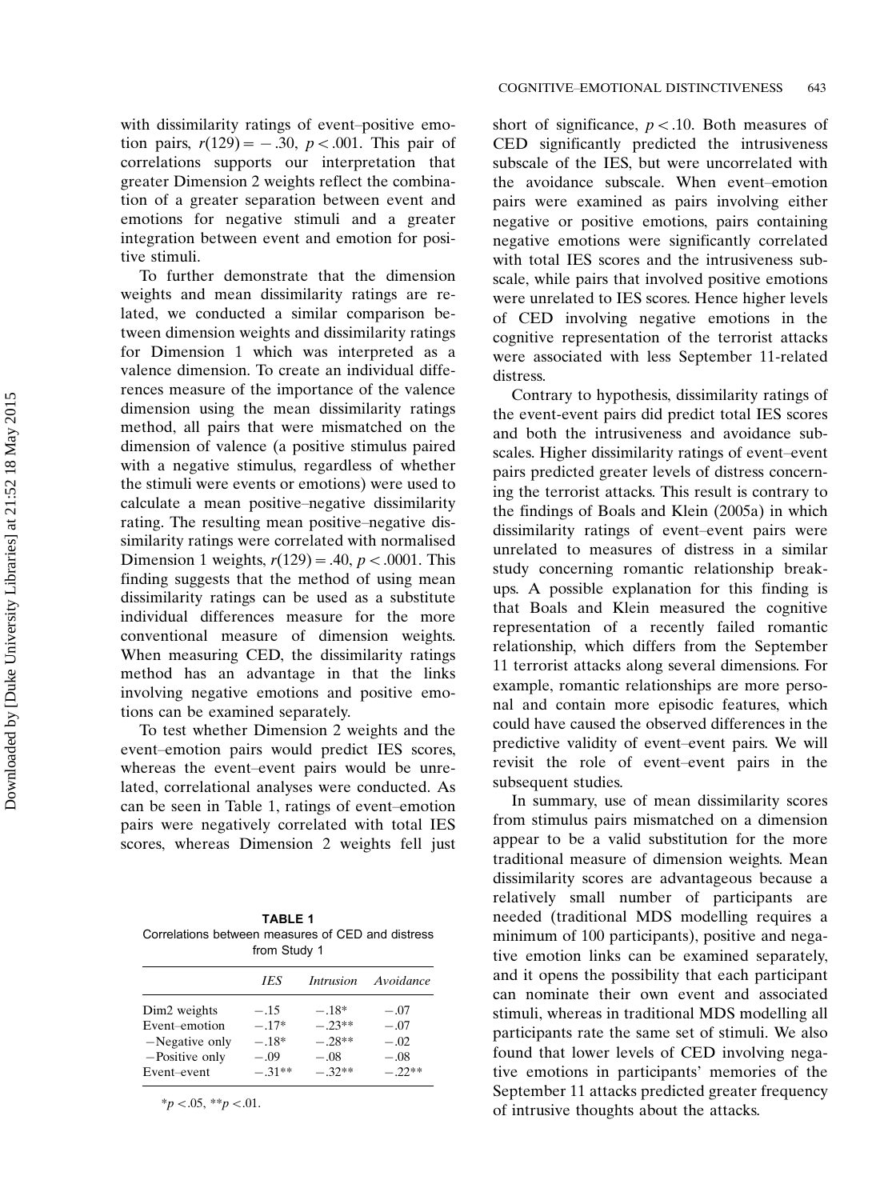with dissimilarity ratings of event–positive emotion pairs, $r(129) = -.30$, $p < .001$. This pair of correlations supports our interpretation that greater Dimension 2 weights reflect the combination of a greater separation between event and emotions for negative stimuli and a greater integration between event and emotion for positive stimuli.

To further demonstrate that the dimension weights and mean dissimilarity ratings are related, we conducted a similar comparison between dimension weights and dissimilarity ratings for Dimension 1 which was interpreted as a valence dimension. To create an individual differences measure of the importance of the valence dimension using the mean dissimilarity ratings method, all pairs that were mismatched on the dimension of valence (a positive stimulus paired with a negative stimulus, regardless of whether the stimuli were events or emotions) were used to calculate a mean positive–negative dissimilarity rating. The resulting mean positive–negative dissimilarity ratings were correlated with normalised Dimension 1 weights, $r(129) = .40$, $p < .0001$. This finding suggests that the method of using mean dissimilarity ratings can be used as a substitute individual differences measure for the more conventional measure of dimension weights. When measuring CED, the dissimilarity ratings method has an advantage in that the links involving negative emotions and positive emotions can be examined separately.

To test whether Dimension 2 weights and the event–emotion pairs would predict IES scores, whereas the event–event pairs would be unrelated, correlational analyses were conducted. As can be seen in Table 1, ratings of event–emotion pairs were negatively correlated with total IES scores, whereas Dimension 2 weights fell just short of significance, $p < .10$. Both measures of CED significantly predicted the intrusiveness subscale of the IES, but were uncorrelated with the avoidance subscale. When event–emotion pairs were examined as pairs involving either negative or positive emotions, pairs containing negative emotions were significantly correlated with total IES scores and the intrusiveness subscale, while pairs that involved positive emotions were unrelated to IES scores. Hence higher levels of CED involving negative emotions in the cognitive representation of the terrorist attacks were associated with less September 11-related distress.

Contrary to hypothesis, dissimilarity ratings of the event-event pairs did predict total IES scores and both the intrusiveness and avoidance subscales. Higher dissimilarity ratings of event–event pairs predicted greater levels of distress concerning the terrorist attacks. This result is contrary to the findings of Boals and Klein (2005a) in which dissimilarity ratings of event–event pairs were unrelated to measures of distress in a similar study concerning romantic relationship breakups. A possible explanation for this finding is that Boals and Klein measured the cognitive representation of a recently failed romantic relationship, which differs from the September 11 terrorist attacks along several dimensions. For example, romantic relationships are more personal and contain more episodic features, which could have caused the observed differences in the predictive validity of event–event pairs. We will revisit the role of event–event pairs in the subsequent studies.

In summary, use of mean dissimilarity scores from stimulus pairs mismatched on a dimension appear to be a valid substitution for the more traditional measure of dimension weights. Mean dissimilarity scores are advantageous because a relatively small number of participants are needed (traditional MDS modelling requires a minimum of 100 participants), positive and negative emotion links can be examined separately, and it opens the possibility that each participant can nominate their own event and associated stimuli, whereas in traditional MDS modelling all participants rate the same set of stimuli. We also found that lower levels of CED involving negative emotions in participants' memories of the September 11 attacks predicted greater frequency of intrusive thoughts about the attacks.

**TABLE 1**
Correlations between measures of CED and distress from Study 1

| | *IES* | *Intrusion* | *Avoidance* |
|---|---|---|---|
| Dim2 weights | −.15 | −.18* | −.07 |
| Event–emotion | −.17* | −.23** | −.07 |
| −Negative only | −.18* | −.28** | −.02 |
| −Positive only | −.09 | −.08 | −.08 |
| Event–event | −.31** | −.32** | −.22** |

*$p < .05$, **$p < .01$.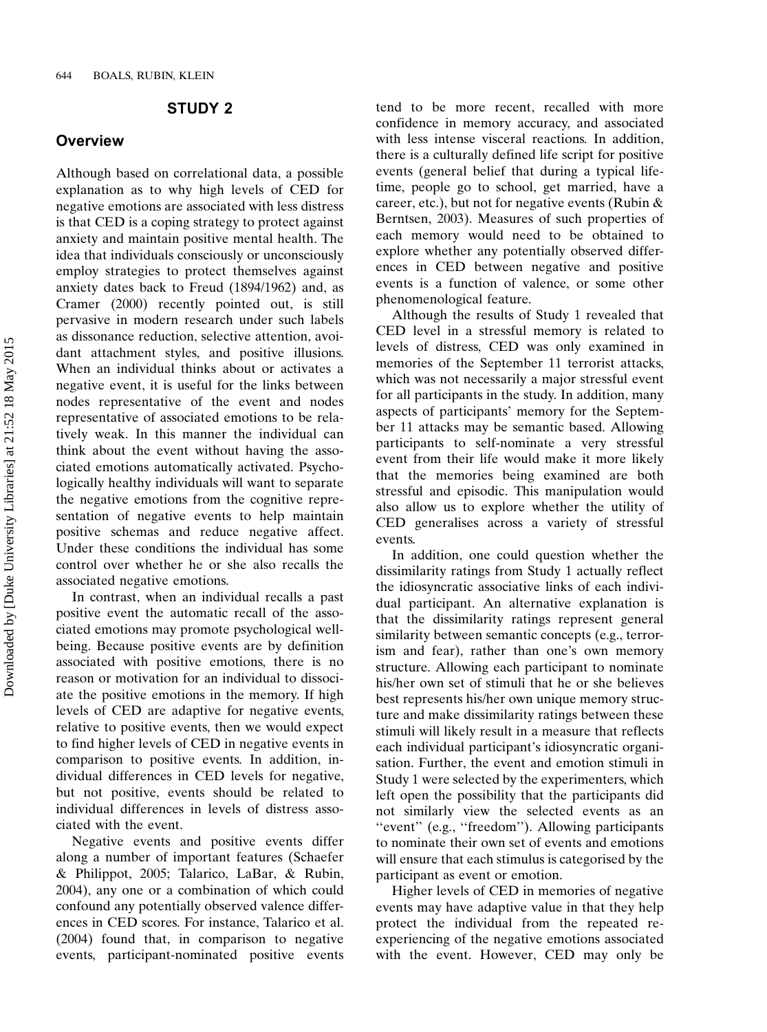## STUDY 2

### Overview

Although based on correlational data, a possible explanation as to why high levels of CED for negative emotions are associated with less distress is that CED is a coping strategy to protect against anxiety and maintain positive mental health. The idea that individuals consciously or unconsciously employ strategies to protect themselves against anxiety dates back to Freud (1894/1962) and, as Cramer (2000) recently pointed out, is still pervasive in modern research under such labels as dissonance reduction, selective attention, avoidant attachment styles, and positive illusions. When an individual thinks about or activates a negative event, it is useful for the links between nodes representative of the event and nodes representative of associated emotions to be relatively weak. In this manner the individual can think about the event without having the associated emotions automatically activated. Psychologically healthy individuals will want to separate the negative emotions from the cognitive representation of negative events to help maintain positive schemas and reduce negative affect. Under these conditions the individual has some control over whether he or she also recalls the associated negative emotions.

In contrast, when an individual recalls a past positive event the automatic recall of the associated emotions may promote psychological well-being. Because positive events are by definition associated with positive emotions, there is no reason or motivation for an individual to dissociate the positive emotions in the memory. If high levels of CED are adaptive for negative events, relative to positive events, then we would expect to find higher levels of CED in negative events in comparison to positive events. In addition, individual differences in CED levels for negative, but not positive, events should be related to individual differences in levels of distress associated with the event.

Negative events and positive events differ along a number of important features (Schaefer & Philippot, 2005; Talarico, LaBar, & Rubin, 2004), any one or a combination of which could confound any potentially observed valence differences in CED scores. For instance, Talarico et al. (2004) found that, in comparison to negative events, participant-nominated positive events tend to be more recent, recalled with more confidence in memory accuracy, and associated with less intense visceral reactions. In addition, there is a culturally defined life script for positive events (general belief that during a typical lifetime, people go to school, get married, have a career, etc.), but not for negative events (Rubin & Berntsen, 2003). Measures of such properties of each memory would need to be obtained to explore whether any potentially observed differences in CED between negative and positive events is a function of valence, or some other phenomenological feature.

Although the results of Study 1 revealed that CED level in a stressful memory is related to levels of distress, CED was only examined in memories of the September 11 terrorist attacks, which was not necessarily a major stressful event for all participants in the study. In addition, many aspects of participants' memory for the September 11 attacks may be semantic based. Allowing participants to self-nominate a very stressful event from their life would make it more likely that the memories being examined are both stressful and episodic. This manipulation would also allow us to explore whether the utility of CED generalises across a variety of stressful events.

In addition, one could question whether the dissimilarity ratings from Study 1 actually reflect the idiosyncratic associative links of each individual participant. An alternative explanation is that the dissimilarity ratings represent general similarity between semantic concepts (e.g., terrorism and fear), rather than one's own memory structure. Allowing each participant to nominate his/her own set of stimuli that he or she believes best represents his/her own unique memory structure and make dissimilarity ratings between these stimuli will likely result in a measure that reflects each individual participant's idiosyncratic organisation. Further, the event and emotion stimuli in Study 1 were selected by the experimenters, which left open the possibility that the participants did not similarly view the selected events as an ''event'' (e.g., ''freedom''). Allowing participants to nominate their own set of events and emotions will ensure that each stimulus is categorised by the participant as event or emotion.

Higher levels of CED in memories of negative events may have adaptive value in that they help protect the individual from the repeated re-experiencing of the negative emotions associated with the event. However, CED may only be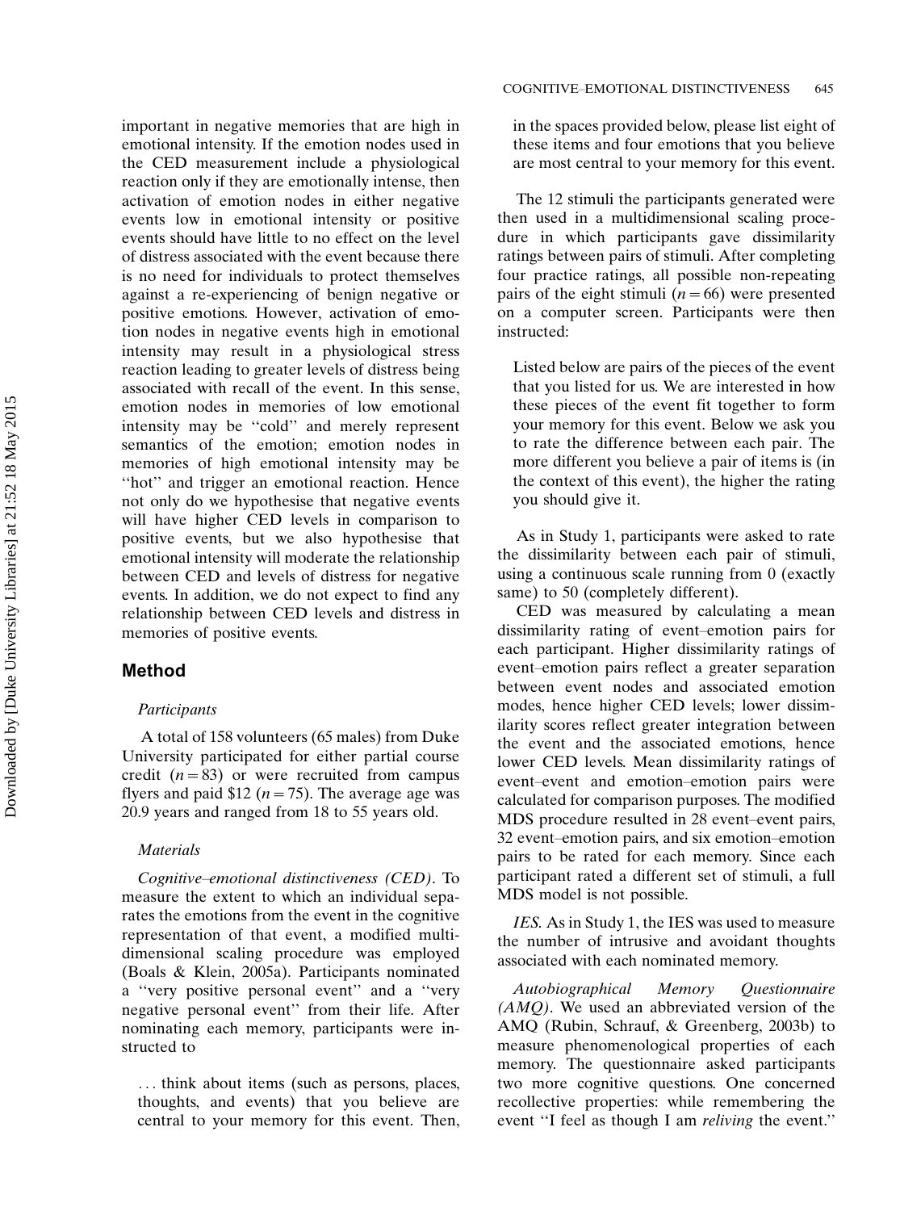important in negative memories that are high in emotional intensity. If the emotion nodes used in the CED measurement include a physiological reaction only if they are emotionally intense, then activation of emotion nodes in either negative events low in emotional intensity or positive events should have little to no effect on the level of distress associated with the event because there is no need for individuals to protect themselves against a re-experiencing of benign negative or positive emotions. However, activation of emotion nodes in negative events high in emotional intensity may result in a physiological stress reaction leading to greater levels of distress being associated with recall of the event. In this sense, emotion nodes in memories of low emotional intensity may be ''cold'' and merely represent semantics of the emotion; emotion nodes in memories of high emotional intensity may be ''hot'' and trigger an emotional reaction. Hence not only do we hypothesise that negative events will have higher CED levels in comparison to positive events, but we also hypothesise that emotional intensity will moderate the relationship between CED and levels of distress for negative events. In addition, we do not expect to find any relationship between CED levels and distress in memories of positive events.

## Method

### *Participants*

A total of 158 volunteers (65 males) from Duke University participated for either partial course credit ($n = 83$) or were recruited from campus flyers and paid \$12 ($n = 75$). The average age was 20.9 years and ranged from 18 to 55 years old.

### *Materials*

*Cognitive–emotional distinctiveness (CED)*. To measure the extent to which an individual separates the emotions from the event in the cognitive representation of that event, a modified multidimensional scaling procedure was employed (Boals & Klein, 2005a). Participants nominated a ''very positive personal event'' and a ''very negative personal event'' from their life. After nominating each memory, participants were instructed to

> ... think about items (such as persons, places, thoughts, and events) that you believe are central to your memory for this event. Then, in the spaces provided below, please list eight of these items and four emotions that you believe are most central to your memory for this event.

The 12 stimuli the participants generated were then used in a multidimensional scaling procedure in which participants gave dissimilarity ratings between pairs of stimuli. After completing four practice ratings, all possible non-repeating pairs of the eight stimuli ($n = 66$) were presented on a computer screen. Participants were then instructed:

> Listed below are pairs of the pieces of the event that you listed for us. We are interested in how these pieces of the event fit together to form your memory for this event. Below we ask you to rate the difference between each pair. The more different you believe a pair of items is (in the context of this event), the higher the rating you should give it.

As in Study 1, participants were asked to rate the dissimilarity between each pair of stimuli, using a continuous scale running from 0 (exactly same) to 50 (completely different).

CED was measured by calculating a mean dissimilarity rating of event–emotion pairs for each participant. Higher dissimilarity ratings of event–emotion pairs reflect a greater separation between event nodes and associated emotion modes, hence higher CED levels; lower dissimilarity scores reflect greater integration between the event and the associated emotions, hence lower CED levels. Mean dissimilarity ratings of event–event and emotion–emotion pairs were calculated for comparison purposes. The modified MDS procedure resulted in 28 event–event pairs, 32 event–emotion pairs, and six emotion–emotion pairs to be rated for each memory. Since each participant rated a different set of stimuli, a full MDS model is not possible.

*IES.* As in Study 1, the IES was used to measure the number of intrusive and avoidant thoughts associated with each nominated memory.

*Autobiographical Memory Questionnaire (AMQ)*. We used an abbreviated version of the AMQ (Rubin, Schrauf, & Greenberg, 2003b) to measure phenomenological properties of each memory. The questionnaire asked participants two more cognitive questions. One concerned recollective properties: while remembering the event ''I feel as though I am *reliving* the event.''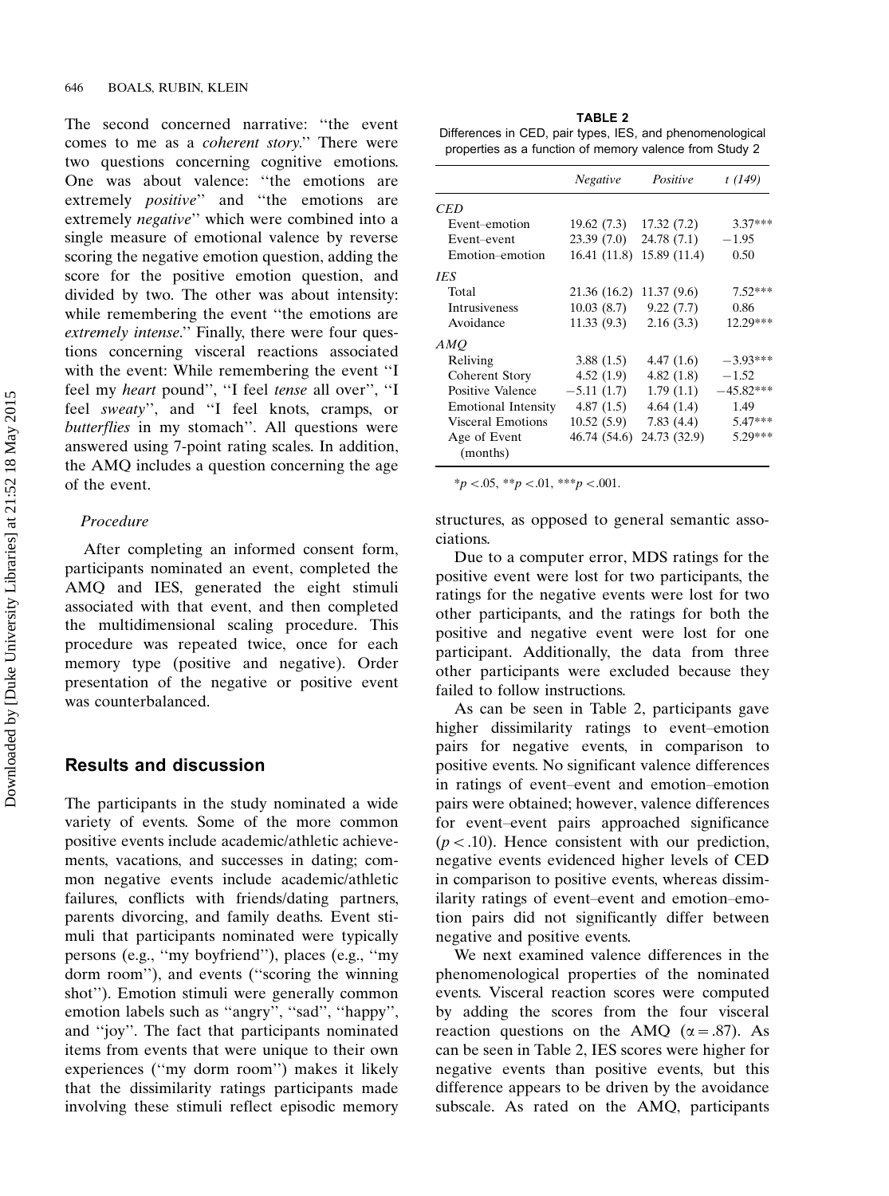The second concerned narrative: ''the event comes to me as a *coherent story*.'' There were two questions concerning cognitive emotions. One was about valence: ''the emotions are extremely *positive*'' and ''the emotions are extremely *negative*'' which were combined into a single measure of emotional valence by reverse scoring the negative emotion question, adding the score for the positive emotion question, and divided by two. The other was about intensity: while remembering the event ''the emotions are *extremely intense*.'' Finally, there were four questions concerning visceral reactions associated with the event: While remembering the event ''I feel my *heart* pound'', ''I feel *tense* all over'', ''I feel *sweaty*'', and ''I feel knots, cramps, or *butterflies* in my stomach''. All questions were answered using 7-point rating scales. In addition, the AMQ includes a question concerning the age of the event.

### Procedure

After completing an informed consent form, participants nominated an event, completed the AMQ and IES, generated the eight stimuli associated with that event, and then completed the multidimensional scaling procedure. This procedure was repeated twice, once for each memory type (positive and negative). Order presentation of the negative or positive event was counterbalanced.

## Results and discussion

The participants in the study nominated a wide variety of events. Some of the more common positive events include academic/athletic achievements, vacations, and successes in dating; common negative events include academic/athletic failures, conflicts with friends/dating partners, parents divorcing, and family deaths. Event stimuli that participants nominated were typically persons (e.g., ''my boyfriend''), places (e.g., ''my dorm room''), and events (''scoring the winning shot''). Emotion stimuli were generally common emotion labels such as ''angry'', ''sad'', ''happy'', and ''joy''. The fact that participants nominated items from events that were unique to their own experiences (''my dorm room'') makes it likely that the dissimilarity ratings participants made involving these stimuli reflect episodic memory structures, as opposed to general semantic associations.

**TABLE 2**
Differences in CED, pair types, IES, and phenomenological properties as a function of memory valence from Study 2

| | *Negative* | *Positive* | *t (149)* |
|---|---|---|---|
| *CED* | | | |
| Event–emotion | 19.62 (7.3) | 17.32 (7.2) | 3.37*** |
| Event–event | 23.39 (7.0) | 24.78 (7.1) | −1.95 |
| Emotion–emotion | 16.41 (11.8) | 15.89 (11.4) | 0.50 |
| *IES* | | | |
| Total | 21.36 (16.2) | 11.37 (9.6) | 7.52*** |
| Intrusiveness | 10.03 (8.7) | 9.22 (7.7) | 0.86 |
| Avoidance | 11.33 (9.3) | 2.16 (3.3) | 12.29*** |
| *AMQ* | | | |
| Reliving | 3.88 (1.5) | 4.47 (1.6) | −3.93*** |
| Coherent Story | 4.52 (1.9) | 4.82 (1.8) | −1.52 |
| Positive Valence | −5.11 (1.7) | 1.79 (1.1) | −45.82*** |
| Emotional Intensity | 4.87 (1.5) | 4.64 (1.4) | 1.49 |
| Visceral Emotions | 10.52 (5.9) | 7.83 (4.4) | 5.47*** |
| Age of Event (months) | 46.74 (54.6) | 24.73 (32.9) | 5.29*** |

$^*p<.05$, $^{**}p<.01$, $^{***}p<.001$.

Due to a computer error, MDS ratings for the positive event were lost for two participants, the ratings for the negative events were lost for two other participants, and the ratings for both the positive and negative event were lost for one participant. Additionally, the data from three other participants were excluded because they failed to follow instructions.

As can be seen in Table 2, participants gave higher dissimilarity ratings to event–emotion pairs for negative events, in comparison to positive events. No significant valence differences in ratings of event–event and emotion–emotion pairs were obtained; however, valence differences for event–event pairs approached significance ($p<.10$). Hence consistent with our prediction, negative events evidenced higher levels of CED in comparison to positive events, whereas dissimilarity ratings of event–event and emotion–emotion pairs did not significantly differ between negative and positive events.

We next examined valence differences in the phenomenological properties of the nominated events. Visceral reaction scores were computed by adding the scores from the four visceral reaction questions on the AMQ ($\alpha = .87$). As can be seen in Table 2, IES scores were higher for negative events than positive events, but this difference appears to be driven by the avoidance subscale. As rated on the AMQ, participants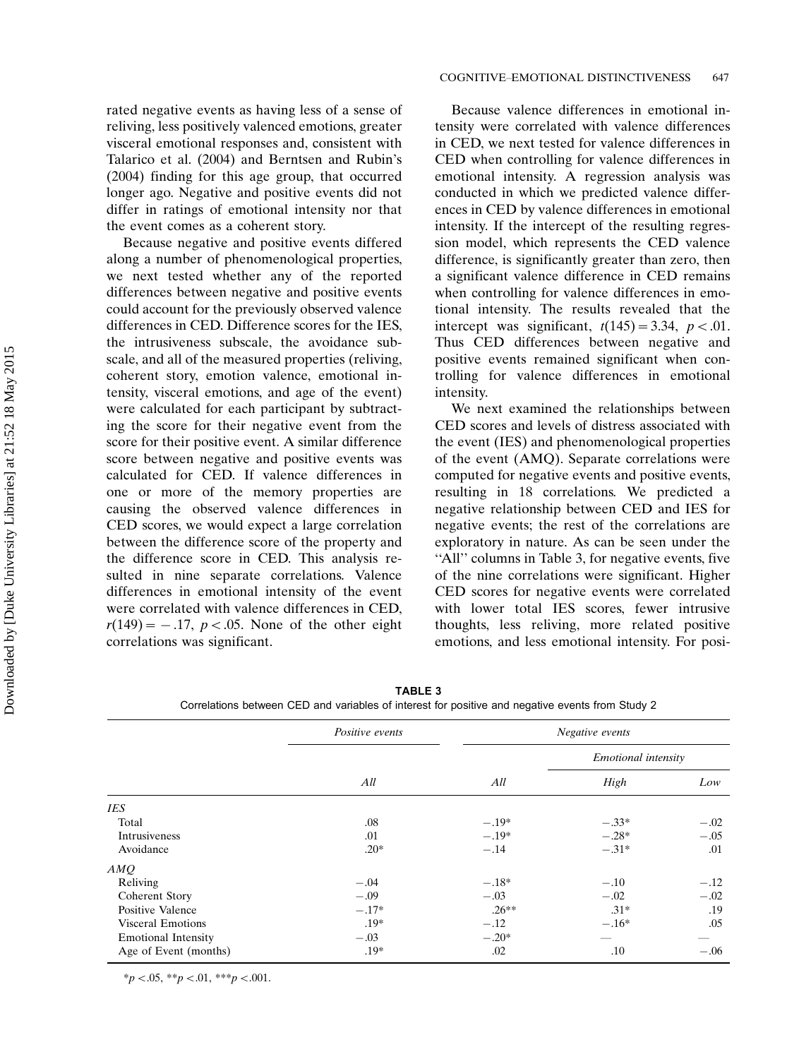rated negative events as having less of a sense of reliving, less positively valenced emotions, greater visceral emotional responses and, consistent with Talarico et al. (2004) and Berntsen and Rubin's (2004) finding for this age group, that occurred longer ago. Negative and positive events did not differ in ratings of emotional intensity nor that the event comes as a coherent story.

Because negative and positive events differed along a number of phenomenological properties, we next tested whether any of the reported differences between negative and positive events could account for the previously observed valence differences in CED. Difference scores for the IES, the intrusiveness subscale, the avoidance subscale, and all of the measured properties (reliving, coherent story, emotion valence, emotional intensity, visceral emotions, and age of the event) were calculated for each participant by subtracting the score for their negative event from the score for their positive event. A similar difference score between negative and positive events was calculated for CED. If valence differences in one or more of the memory properties are causing the observed valence differences in CED scores, we would expect a large correlation between the difference score of the property and the difference score in CED. This analysis resulted in nine separate correlations. Valence differences in emotional intensity of the event were correlated with valence differences in CED, $r(149) = -.17$, $p < .05$. None of the other eight correlations was significant.

Because valence differences in emotional intensity were correlated with valence differences in CED, we next tested for valence differences in CED when controlling for valence differences in emotional intensity. A regression analysis was conducted in which we predicted valence differences in CED by valence differences in emotional intensity. If the intercept of the resulting regression model, which represents the CED valence difference, is significantly greater than zero, then a significant valence difference in CED remains when controlling for valence differences in emotional intensity. The results revealed that the intercept was significant, $t(145) = 3.34$, $p < .01$. Thus CED differences between negative and positive events remained significant when controlling for valence differences in emotional intensity.

We next examined the relationships between CED scores and levels of distress associated with the event (IES) and phenomenological properties of the event (AMQ). Separate correlations were computed for negative events and positive events, resulting in 18 correlations. We predicted a negative relationship between CED and IES for negative events; the rest of the correlations are exploratory in nature. As can be seen under the "All" columns in Table 3, for negative events, five of the nine correlations were significant. Higher CED scores for negative events were correlated with lower total IES scores, fewer intrusive thoughts, less reliving, more related positive emotions, and less emotional intensity. For posi-

**TABLE 3**
Correlations between CED and variables of interest for positive and negative events from Study 2

| | *Positive events* | *Negative events* | | |
|---|---|---|---|---|
| | | | *Emotional intensity* | |
| | *All* | *All* | *High* | *Low* |
| *IES* | | | | |
| Total | .08 | −.19* | −.33* | −.02 |
| Intrusiveness | .01 | −.19* | −.28* | −.05 |
| Avoidance | .20* | −.14 | −.31* | .01 |
| *AMQ* | | | | |
| Reliving | −.04 | −.18* | −.10 | −.12 |
| Coherent Story | −.09 | −.03 | −.02 | −.02 |
| Positive Valence | −.17* | .26** | .31* | .19 |
| Visceral Emotions | .19* | −.12 | −.16* | .05 |
| Emotional Intensity | −.03 | −.20* | — | — |
| Age of Event (months) | .19* | .02 | .10 | −.06 |

*$p < .05$, **$p < .01$, ***$p < .001$.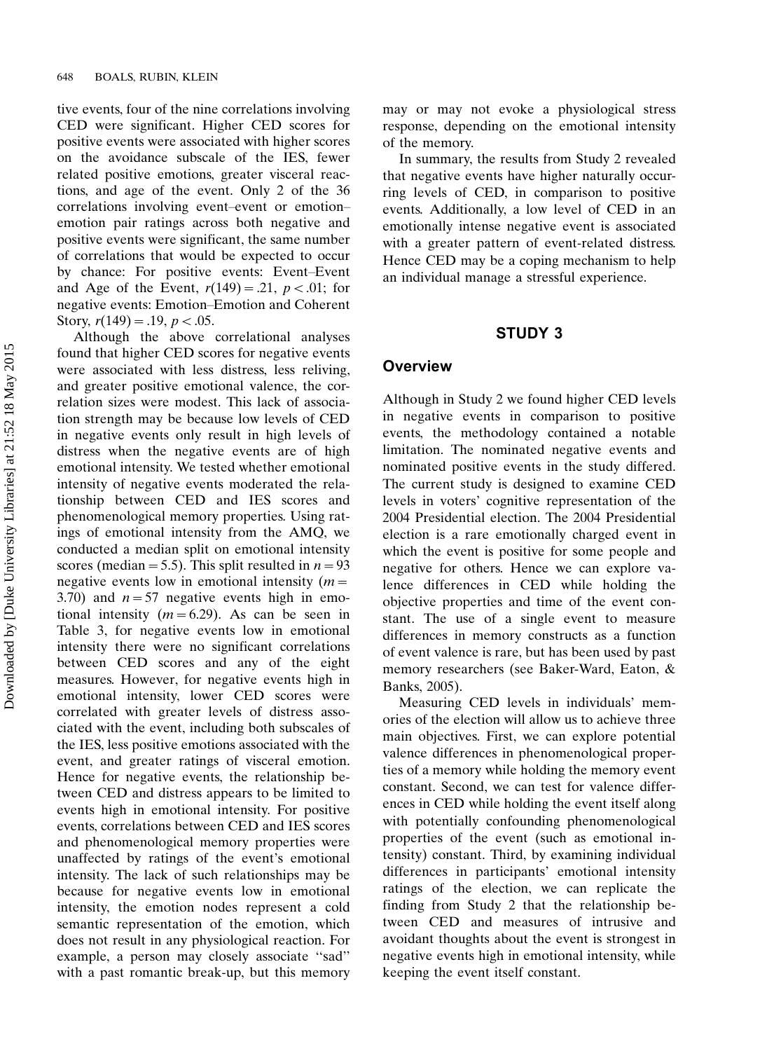tive events, four of the nine correlations involving CED were significant. Higher CED scores for positive events were associated with higher scores on the avoidance subscale of the IES, fewer related positive emotions, greater visceral reactions, and age of the event. Only 2 of the 36 correlations involving event–event or emotion–emotion pair ratings across both negative and positive events were significant, the same number of correlations that would be expected to occur by chance: For positive events: Event–Event and Age of the Event, $r(149) = .21$, $p < .01$; for negative events: Emotion–Emotion and Coherent Story, $r(149) = .19$, $p < .05$.

Although the above correlational analyses found that higher CED scores for negative events were associated with less distress, less reliving, and greater positive emotional valence, the correlation sizes were modest. This lack of association strength may be because low levels of CED in negative events only result in high levels of distress when the negative events are of high emotional intensity. We tested whether emotional intensity of negative events moderated the relationship between CED and IES scores and phenomenological memory properties. Using ratings of emotional intensity from the AMQ, we conducted a median split on emotional intensity scores (median = 5.5). This split resulted in $n = 93$ negative events low in emotional intensity ($m = 3.70$) and $n = 57$ negative events high in emotional intensity ($m = 6.29$). As can be seen in Table 3, for negative events low in emotional intensity there were no significant correlations between CED scores and any of the eight measures. However, for negative events high in emotional intensity, lower CED scores were correlated with greater levels of distress associated with the event, including both subscales of the IES, less positive emotions associated with the event, and greater ratings of visceral emotion. Hence for negative events, the relationship between CED and distress appears to be limited to events high in emotional intensity. For positive events, correlations between CED and IES scores and phenomenological memory properties were unaffected by ratings of the event's emotional intensity. The lack of such relationships may be because for negative events low in emotional intensity, the emotion nodes represent a cold semantic representation of the emotion, which does not result in any physiological reaction. For example, a person may closely associate ''sad'' with a past romantic break-up, but this memory may or may not evoke a physiological stress response, depending on the emotional intensity of the memory.

In summary, the results from Study 2 revealed that negative events have higher naturally occurring levels of CED, in comparison to positive events. Additionally, a low level of CED in an emotionally intense negative event is associated with a greater pattern of event-related distress. Hence CED may be a coping mechanism to help an individual manage a stressful experience.

## STUDY 3

### Overview

Although in Study 2 we found higher CED levels in negative events in comparison to positive events, the methodology contained a notable limitation. The nominated negative events and nominated positive events in the study differed. The current study is designed to examine CED levels in voters' cognitive representation of the 2004 Presidential election. The 2004 Presidential election is a rare emotionally charged event in which the event is positive for some people and negative for others. Hence we can explore valence differences in CED while holding the objective properties and time of the event constant. The use of a single event to measure differences in memory constructs as a function of event valence is rare, but has been used by past memory researchers (see Baker-Ward, Eaton, & Banks, 2005).

Measuring CED levels in individuals' memories of the election will allow us to achieve three main objectives. First, we can explore potential valence differences in phenomenological properties of a memory while holding the memory event constant. Second, we can test for valence differences in CED while holding the event itself along with potentially confounding phenomenological properties of the event (such as emotional intensity) constant. Third, by examining individual differences in participants' emotional intensity ratings of the election, we can replicate the finding from Study 2 that the relationship between CED and measures of intrusive and avoidant thoughts about the event is strongest in negative events high in emotional intensity, while keeping the event itself constant.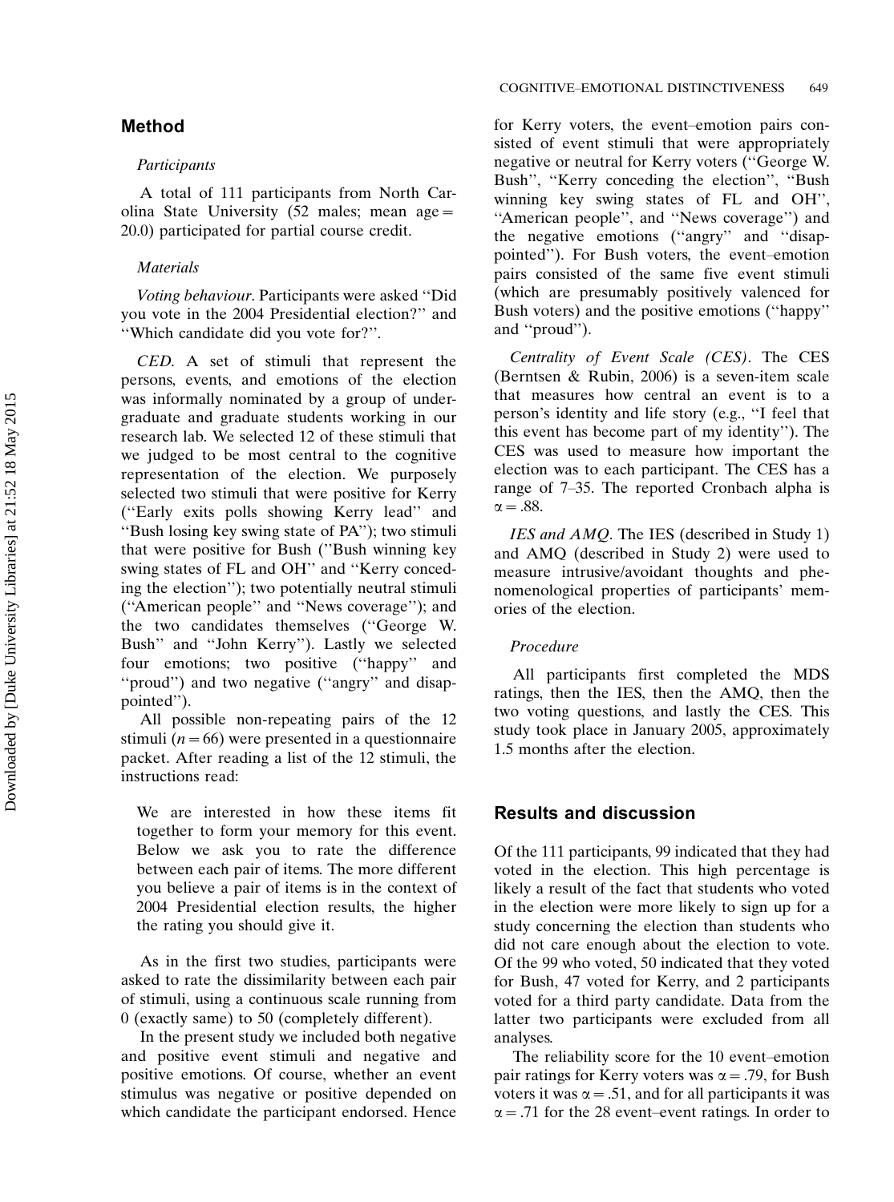## Method

### *Participants*

A total of 111 participants from North Carolina State University (52 males; mean age = 20.0) participated for partial course credit.

### *Materials*

*Voting behaviour*. Participants were asked ''Did you vote in the 2004 Presidential election?'' and ''Which candidate did you vote for?''.

*CED*. A set of stimuli that represent the persons, events, and emotions of the election was informally nominated by a group of undergraduate and graduate students working in our research lab. We selected 12 of these stimuli that we judged to be most central to the cognitive representation of the election. We purposely selected two stimuli that were positive for Kerry (''Early exits polls showing Kerry lead'' and ''Bush losing key swing state of PA''); two stimuli that were positive for Bush (''Bush winning key swing states of FL and OH'' and ''Kerry conceding the election''); two potentially neutral stimuli (''American people'' and ''News coverage''); and the two candidates themselves (''George W. Bush'' and ''John Kerry''). Lastly we selected four emotions; two positive (''happy'' and ''proud'') and two negative (''angry'' and disappointed'').

All possible non-repeating pairs of the 12 stimuli ($n = 66$) were presented in a questionnaire packet. After reading a list of the 12 stimuli, the instructions read:

> We are interested in how these items fit together to form your memory for this event. Below we ask you to rate the difference between each pair of items. The more different you believe a pair of items is in the context of 2004 Presidential election results, the higher the rating you should give it.

As in the first two studies, participants were asked to rate the dissimilarity between each pair of stimuli, using a continuous scale running from 0 (exactly same) to 50 (completely different).

In the present study we included both negative and positive event stimuli and negative and positive emotions. Of course, whether an event stimulus was negative or positive depended on which candidate the participant endorsed. Hence for Kerry voters, the event–emotion pairs consisted of event stimuli that were appropriately negative or neutral for Kerry voters (''George W. Bush'', ''Kerry conceding the election'', ''Bush winning key swing states of FL and OH'', ''American people'', and ''News coverage'') and the negative emotions (''angry'' and ''disappointed''). For Bush voters, the event–emotion pairs consisted of the same five event stimuli (which are presumably positively valenced for Bush voters) and the positive emotions (''happy'' and ''proud'').

*Centrality of Event Scale (CES)*. The CES (Berntsen & Rubin, 2006) is a seven-item scale that measures how central an event is to a person's identity and life story (e.g., ''I feel that this event has become part of my identity''). The CES was used to measure how important the election was to each participant. The CES has a range of 7–35. The reported Cronbach alpha is $\alpha = .88$.

*IES and AMQ*. The IES (described in Study 1) and AMQ (described in Study 2) were used to measure intrusive/avoidant thoughts and phenomenological properties of participants' memories of the election.

### *Procedure*

All participants first completed the MDS ratings, then the IES, then the AMQ, then the two voting questions, and lastly the CES. This study took place in January 2005, approximately 1.5 months after the election.

## Results and discussion

Of the 111 participants, 99 indicated that they had voted in the election. This high percentage is likely a result of the fact that students who voted in the election were more likely to sign up for a study concerning the election than students who did not care enough about the election to vote. Of the 99 who voted, 50 indicated that they voted for Bush, 47 voted for Kerry, and 2 participants voted for a third party candidate. Data from the latter two participants were excluded from all analyses.

The reliability score for the 10 event–emotion pair ratings for Kerry voters was $\alpha = .79$, for Bush voters it was $\alpha = .51$, and for all participants it was $\alpha = .71$ for the 28 event–event ratings. In order to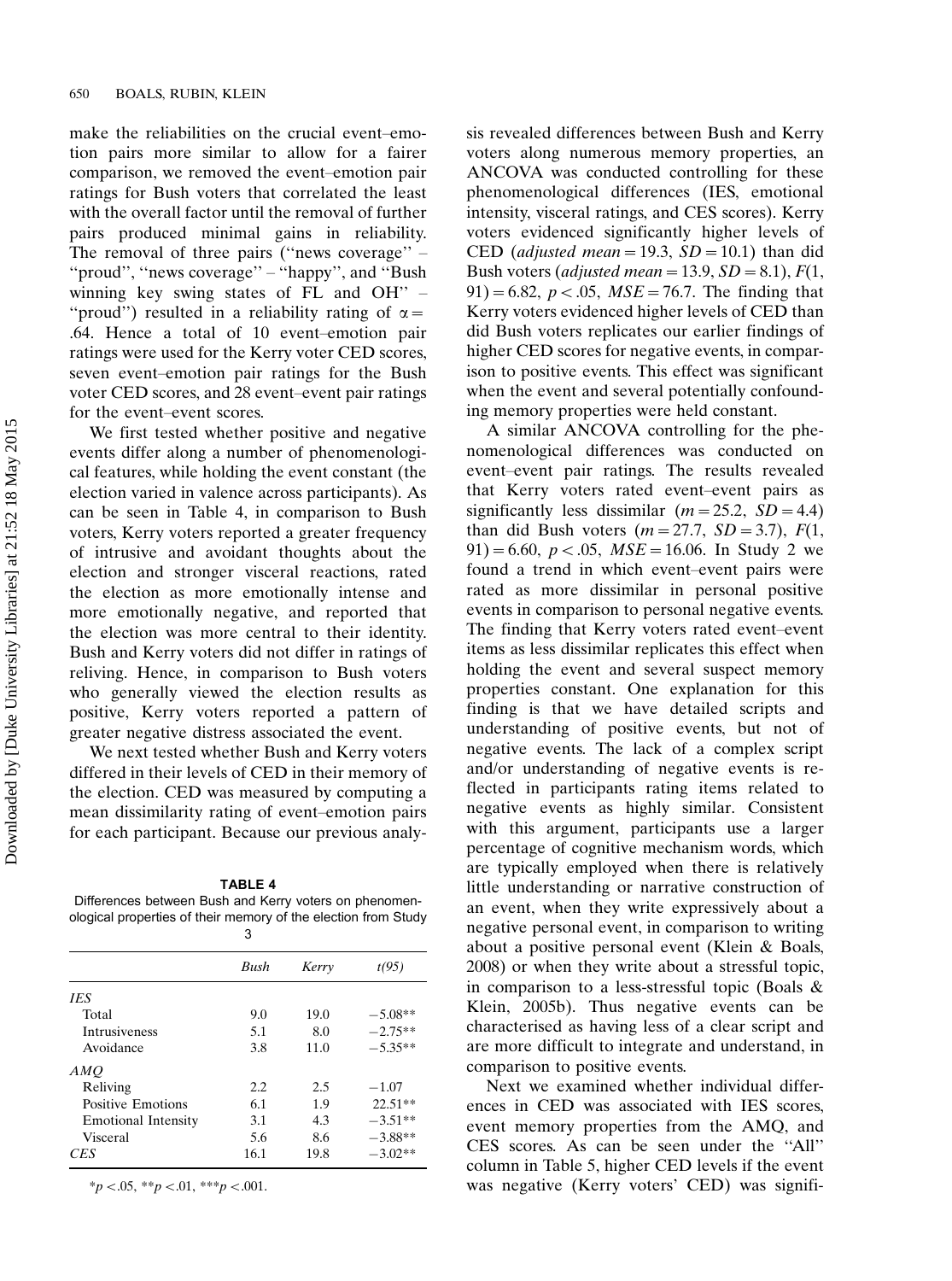make the reliabilities on the crucial event–emotion pairs more similar to allow for a fairer comparison, we removed the event–emotion pair ratings for Bush voters that correlated the least with the overall factor until the removal of further pairs produced minimal gains in reliability. The removal of three pairs (''news coverage'' – ''proud'', ''news coverage'' – ''happy'', and ''Bush winning key swing states of FL and OH'' – ''proud'') resulted in a reliability rating of $\alpha = .64$. Hence a total of 10 event–emotion pair ratings were used for the Kerry voter CED scores, seven event–emotion pair ratings for the Bush voter CED scores, and 28 event–event pair ratings for the event–event scores.

We first tested whether positive and negative events differ along a number of phenomenological features, while holding the event constant (the election varied in valence across participants). As can be seen in Table 4, in comparison to Bush voters, Kerry voters reported a greater frequency of intrusive and avoidant thoughts about the election and stronger visceral reactions, rated the election as more emotionally intense and more emotionally negative, and reported that the election was more central to their identity. Bush and Kerry voters did not differ in ratings of reliving. Hence, in comparison to Bush voters who generally viewed the election results as positive, Kerry voters reported a pattern of greater negative distress associated the event.

We next tested whether Bush and Kerry voters differed in their levels of CED in their memory of the election. CED was measured by computing a mean dissimilarity rating of event–emotion pairs for each participant. Because our previous analysis revealed differences between Bush and Kerry voters along numerous memory properties, an ANCOVA was conducted controlling for these phenomenological differences (IES, emotional intensity, visceral ratings, and CES scores). Kerry voters evidenced significantly higher levels of CED (*adjusted mean* = 19.3, $SD = 10.1$) than did Bush voters (*adjusted mean* = 13.9, $SD = 8.1$), $F(1, 91) = 6.82$, $p < .05$, $MSE = 76.7$. The finding that Kerry voters evidenced higher levels of CED than did Bush voters replicates our earlier findings of higher CED scores for negative events, in comparison to positive events. This effect was significant when the event and several potentially confounding memory properties were held constant.

A similar ANCOVA controlling for the phenomenological differences was conducted on event–event pair ratings. The results revealed that Kerry voters rated event–event pairs as significantly less dissimilar ($m = 25.2$, $SD = 4.4$) than did Bush voters ($m = 27.7$, $SD = 3.7$), $F(1, 91) = 6.60$, $p < .05$, $MSE = 16.06$. In Study 2 we found a trend in which event–event pairs were rated as more dissimilar in personal positive events in comparison to personal negative events. The finding that Kerry voters rated event–event items as less dissimilar replicates this effect when holding the event and several suspect memory properties constant. One explanation for this finding is that we have detailed scripts and understanding of positive events, but not of negative events. The lack of a complex script and/or understanding of negative events is reflected in participants rating items related to negative events as highly similar. Consistent with this argument, participants use a larger percentage of cognitive mechanism words, which are typically employed when there is relatively little understanding or narrative construction of an event, when they write expressively about a negative personal event, in comparison to writing about a positive personal event (Klein & Boals, 2008) or when they write about a stressful topic, in comparison to a less-stressful topic (Boals & Klein, 2005b). Thus negative events can be characterised as having less of a clear script and are more difficult to integrate and understand, in comparison to positive events.

Next we examined whether individual differences in CED was associated with IES scores, event memory properties from the AMQ, and CES scores. As can be seen under the ''All'' column in Table 5, higher CED levels if the event was negative (Kerry voters' CED) was signifi-

**TABLE 4**
Differences between Bush and Kerry voters on phenomenological properties of their memory of the election from Study 3

| | Bush | Kerry | t(95) |
|---|---|---|---|
| *IES* | | | |
| Total | 9.0 | 19.0 | −5.08** |
| Intrusiveness | 5.1 | 8.0 | −2.75** |
| Avoidance | 3.8 | 11.0 | −5.35** |
| *AMQ* | | | |
| Reliving | 2.2 | 2.5 | −1.07 |
| Positive Emotions | 6.1 | 1.9 | 22.51** |
| Emotional Intensity | 3.1 | 4.3 | −3.51** |
| Visceral | 5.6 | 8.6 | −3.88** |
| *CES* | 16.1 | 19.8 | −3.02** |

$^{*}p < .05$, $^{**}p < .01$, $^{***}p < .001$.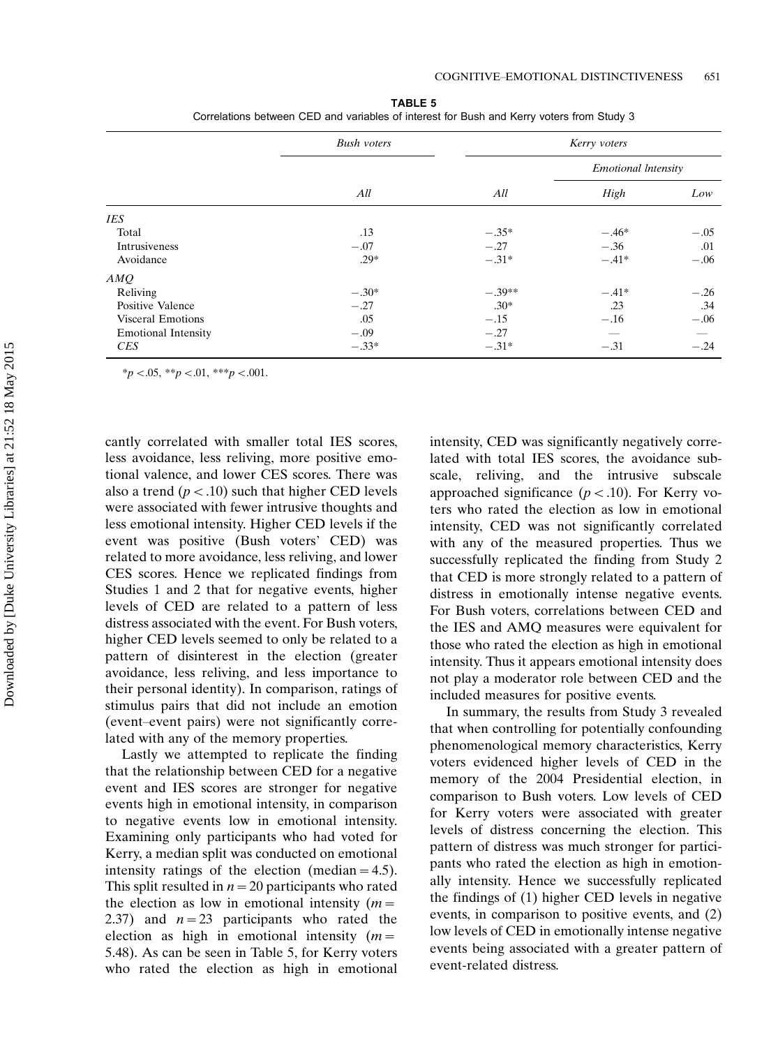**TABLE 5**
Correlations between CED and variables of interest for Bush and Kerry voters from Study 3

| | *Bush voters* | *Kerry voters* | | |
|---|---|---|---|---|
| | | | *Emotional Intensity* | |
| | *All* | *All* | *High* | *Low* |
| *IES* | | | | |
| Total | .13 | −.35* | −.46* | −.05 |
| Intrusiveness | −.07 | −.27 | −.36 | .01 |
| Avoidance | .29* | −.31* | −.41* | −.06 |
| *AMQ* | | | | |
| Reliving | −.30* | −.39** | −.41* | −.26 |
| Positive Valence | −.27 | .30* | .23 | .34 |
| Visceral Emotions | .05 | −.15 | −.16 | −.06 |
| Emotional Intensity | −.09 | −.27 | — | — |
| *CES* | −.33* | −.31* | −.31 | −.24 |

*$p < .05$, **$p < .01$, ***$p < .001$.

cantly correlated with smaller total IES scores, less avoidance, less reliving, more positive emotional valence, and lower CES scores. There was also a trend ($p < .10$) such that higher CED levels were associated with fewer intrusive thoughts and less emotional intensity. Higher CED levels if the event was positive (Bush voters' CED) was related to more avoidance, less reliving, and lower CES scores. Hence we replicated findings from Studies 1 and 2 that for negative events, higher levels of CED are related to a pattern of less distress associated with the event. For Bush voters, higher CED levels seemed to only be related to a pattern of disinterest in the election (greater avoidance, less reliving, and less importance to their personal identity). In comparison, ratings of stimulus pairs that did not include an emotion (event–event pairs) were not significantly correlated with any of the memory properties.

Lastly we attempted to replicate the finding that the relationship between CED for a negative event and IES scores are stronger for negative events high in emotional intensity, in comparison to negative events low in emotional intensity. Examining only participants who had voted for Kerry, a median split was conducted on emotional intensity ratings of the election (median = 4.5). This split resulted in $n = 20$ participants who rated the election as low in emotional intensity ($m =$ 2.37) and $n = 23$ participants who rated the election as high in emotional intensity ($m =$ 5.48). As can be seen in Table 5, for Kerry voters who rated the election as high in emotional intensity, CED was significantly negatively correlated with total IES scores, the avoidance subscale, reliving, and the intrusive subscale approached significance ($p < .10$). For Kerry voters who rated the election as low in emotional intensity, CED was not significantly correlated with any of the measured properties. Thus we successfully replicated the finding from Study 2 that CED is more strongly related to a pattern of distress in emotionally intense negative events. For Bush voters, correlations between CED and the IES and AMQ measures were equivalent for those who rated the election as high in emotional intensity. Thus it appears emotional intensity does not play a moderator role between CED and the included measures for positive events.

In summary, the results from Study 3 revealed that when controlling for potentially confounding phenomenological memory characteristics, Kerry voters evidenced higher levels of CED in the memory of the 2004 Presidential election, in comparison to Bush voters. Low levels of CED for Kerry voters were associated with greater levels of distress concerning the election. This pattern of distress was much stronger for participants who rated the election as high in emotionally intensity. Hence we successfully replicated the findings of (1) higher CED levels in negative events, in comparison to positive events, and (2) low levels of CED in emotionally intense negative events being associated with a greater pattern of event-related distress.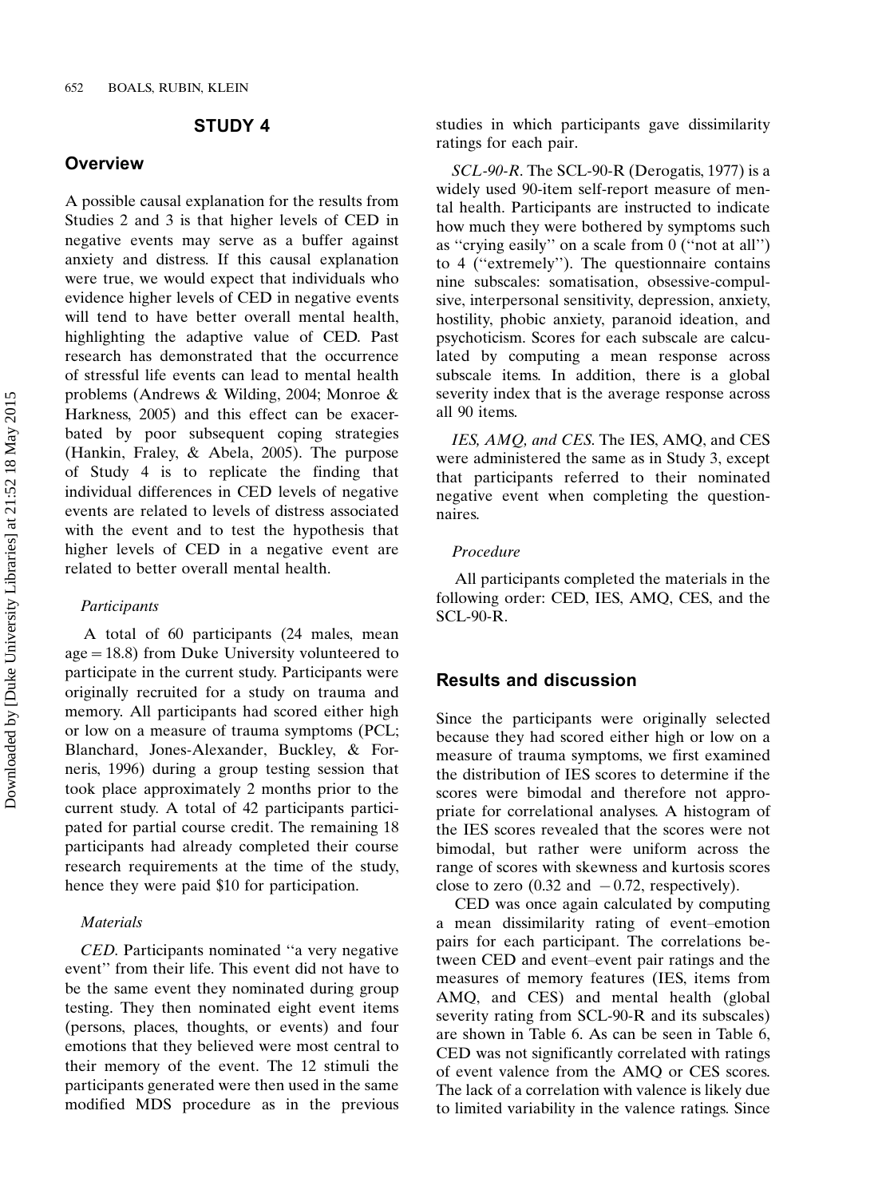## STUDY 4

### Overview

A possible causal explanation for the results from Studies 2 and 3 is that higher levels of CED in negative events may serve as a buffer against anxiety and distress. If this causal explanation were true, we would expect that individuals who evidence higher levels of CED in negative events will tend to have better overall mental health, highlighting the adaptive value of CED. Past research has demonstrated that the occurrence of stressful life events can lead to mental health problems (Andrews & Wilding, 2004; Monroe & Harkness, 2005) and this effect can be exacerbated by poor subsequent coping strategies (Hankin, Fraley, & Abela, 2005). The purpose of Study 4 is to replicate the finding that individual differences in CED levels of negative events are related to levels of distress associated with the event and to test the hypothesis that higher levels of CED in a negative event are related to better overall mental health.

#### *Participants*

A total of 60 participants (24 males, mean age = 18.8) from Duke University volunteered to participate in the current study. Participants were originally recruited for a study on trauma and memory. All participants had scored either high or low on a measure of trauma symptoms (PCL; Blanchard, Jones-Alexander, Buckley, & Forneris, 1996) during a group testing session that took place approximately 2 months prior to the current study. A total of 42 participants participated for partial course credit. The remaining 18 participants had already completed their course research requirements at the time of the study, hence they were paid \$10 for participation.

#### *Materials*

*CED*. Participants nominated ''a very negative event'' from their life. This event did not have to be the same event they nominated during group testing. They then nominated eight event items (persons, places, thoughts, or events) and four emotions that they believed were most central to their memory of the event. The 12 stimuli the participants generated were then used in the same modified MDS procedure as in the previous studies in which participants gave dissimilarity ratings for each pair.

*SCL-90-R*. The SCL-90-R (Derogatis, 1977) is a widely used 90-item self-report measure of mental health. Participants are instructed to indicate how much they were bothered by symptoms such as ''crying easily'' on a scale from 0 (''not at all'') to 4 (''extremely''). The questionnaire contains nine subscales: somatisation, obsessive-compulsive, interpersonal sensitivity, depression, anxiety, hostility, phobic anxiety, paranoid ideation, and psychoticism. Scores for each subscale are calculated by computing a mean response across subscale items. In addition, there is a global severity index that is the average response across all 90 items.

*IES, AMQ, and CES*. The IES, AMQ, and CES were administered the same as in Study 3, except that participants referred to their nominated negative event when completing the questionnaires.

#### *Procedure*

All participants completed the materials in the following order: CED, IES, AMQ, CES, and the SCL-90-R.

### Results and discussion

Since the participants were originally selected because they had scored either high or low on a measure of trauma symptoms, we first examined the distribution of IES scores to determine if the scores were bimodal and therefore not appropriate for correlational analyses. A histogram of the IES scores revealed that the scores were not bimodal, but rather were uniform across the range of scores with skewness and kurtosis scores close to zero (0.32 and $-0.72$, respectively).

CED was once again calculated by computing a mean dissimilarity rating of event–emotion pairs for each participant. The correlations between CED and event–event pair ratings and the measures of memory features (IES, items from AMQ, and CES) and mental health (global severity rating from SCL-90-R and its subscales) are shown in Table 6. As can be seen in Table 6, CED was not significantly correlated with ratings of event valence from the AMQ or CES scores. The lack of a correlation with valence is likely due to limited variability in the valence ratings. Since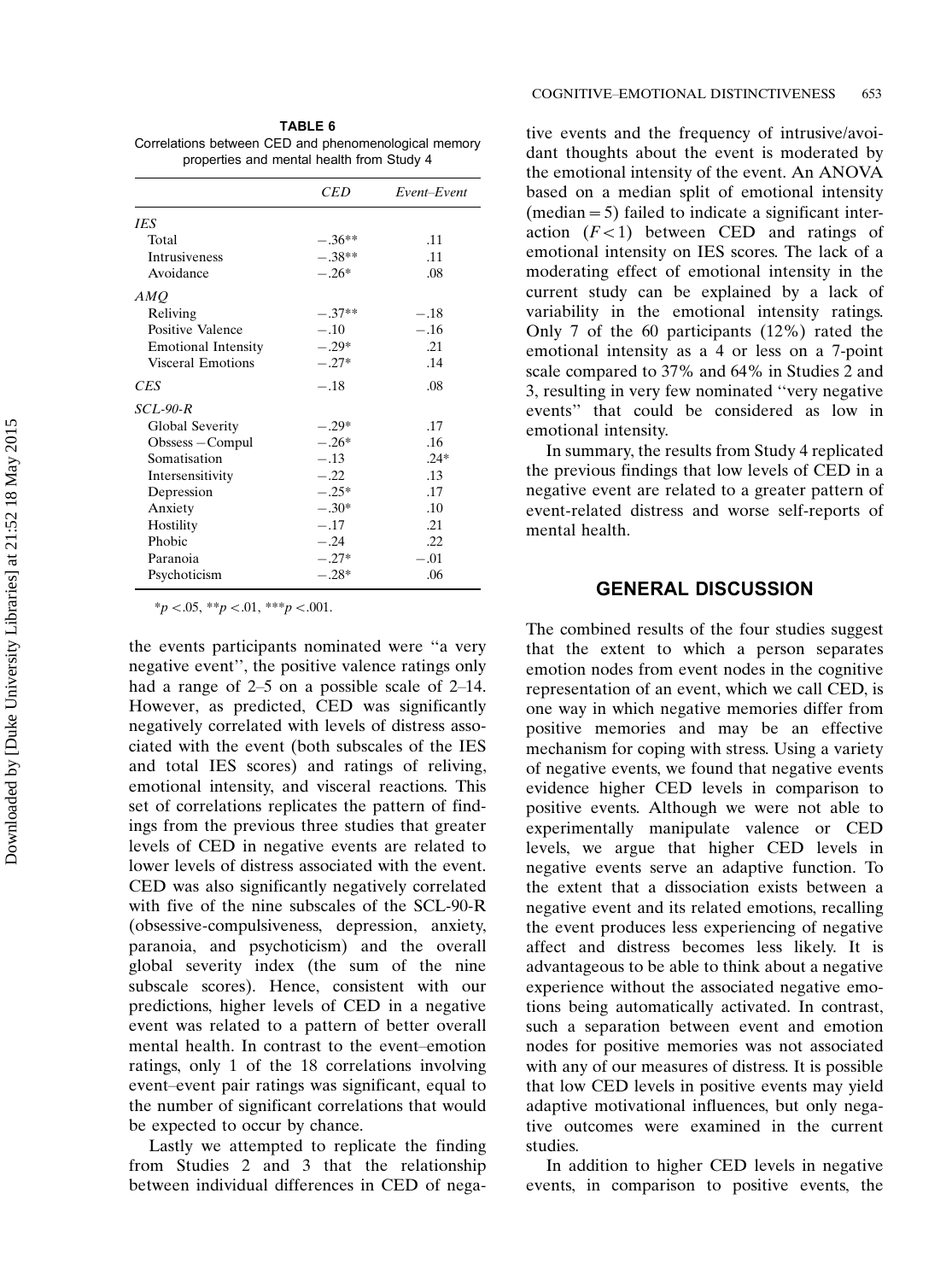**TABLE 6**
Correlations between CED and phenomenological memory properties and mental health from Study 4

| | *CED* | *Event–Event* |
|---|---|---|
| *IES* | | |
| Total | −.36** | .11 |
| Intrusiveness | −.38** | .11 |
| Avoidance | −.26* | .08 |
| *AMQ* | | |
| Reliving | −.37** | −.18 |
| Positive Valence | −.10 | −.16 |
| Emotional Intensity | −.29* | .21 |
| Visceral Emotions | −.27* | .14 |
| *CES* | −.18 | .08 |
| *SCL-90-R* | | |
| Global Severity | −.29* | .17 |
| Obssess – Compul | −.26* | .16 |
| Somatisation | −.13 | .24* |
| Intersensitivity | −.22 | .13 |
| Depression | −.25* | .17 |
| Anxiety | −.30* | .10 |
| Hostility | −.17 | .21 |
| Phobic | −.24 | .22 |
| Paranoia | −.27* | −.01 |
| Psychoticism | −.28* | .06 |

*$p$ <.05, **$p$ <.01, ***$p$ <.001.

the events participants nominated were "a very negative event", the positive valence ratings only had a range of 2–5 on a possible scale of 2–14. However, as predicted, CED was significantly negatively correlated with levels of distress associated with the event (both subscales of the IES and total IES scores) and ratings of reliving, emotional intensity, and visceral reactions. This set of correlations replicates the pattern of findings from the previous three studies that greater levels of CED in negative events are related to lower levels of distress associated with the event. CED was also significantly negatively correlated with five of the nine subscales of the SCL-90-R (obsessive-compulsiveness, depression, anxiety, paranoia, and psychoticism) and the overall global severity index (the sum of the nine subscale scores). Hence, consistent with our predictions, higher levels of CED in a negative event was related to a pattern of better overall mental health. In contrast to the event–emotion ratings, only 1 of the 18 correlations involving event–event pair ratings was significant, equal to the number of significant correlations that would be expected to occur by chance.

Lastly we attempted to replicate the finding from Studies 2 and 3 that the relationship between individual differences in CED of negative events and the frequency of intrusive/avoidant thoughts about the event is moderated by the emotional intensity of the event. An ANOVA based on a median split of emotional intensity (median = 5) failed to indicate a significant interaction ($F < 1$) between CED and ratings of emotional intensity on IES scores. The lack of a moderating effect of emotional intensity in the current study can be explained by a lack of variability in the emotional intensity ratings. Only 7 of the 60 participants (12%) rated the emotional intensity as a 4 or less on a 7-point scale compared to 37% and 64% in Studies 2 and 3, resulting in very few nominated "very negative events" that could be considered as low in emotional intensity.

In summary, the results from Study 4 replicated the previous findings that low levels of CED in a negative event are related to a greater pattern of event-related distress and worse self-reports of mental health.

## GENERAL DISCUSSION

The combined results of the four studies suggest that the extent to which a person separates emotion nodes from event nodes in the cognitive representation of an event, which we call CED, is one way in which negative memories differ from positive memories and may be an effective mechanism for coping with stress. Using a variety of negative events, we found that negative events evidence higher CED levels in comparison to positive events. Although we were not able to experimentally manipulate valence or CED levels, we argue that higher CED levels in negative events serve an adaptive function. To the extent that a dissociation exists between a negative event and its related emotions, recalling the event produces less experiencing of negative affect and distress becomes less likely. It is advantageous to be able to think about a negative experience without the associated negative emotions being automatically activated. In contrast, such a separation between event and emotion nodes for positive memories was not associated with any of our measures of distress. It is possible that low CED levels in positive events may yield adaptive motivational influences, but only negative outcomes were examined in the current studies.

In addition to higher CED levels in negative events, in comparison to positive events, the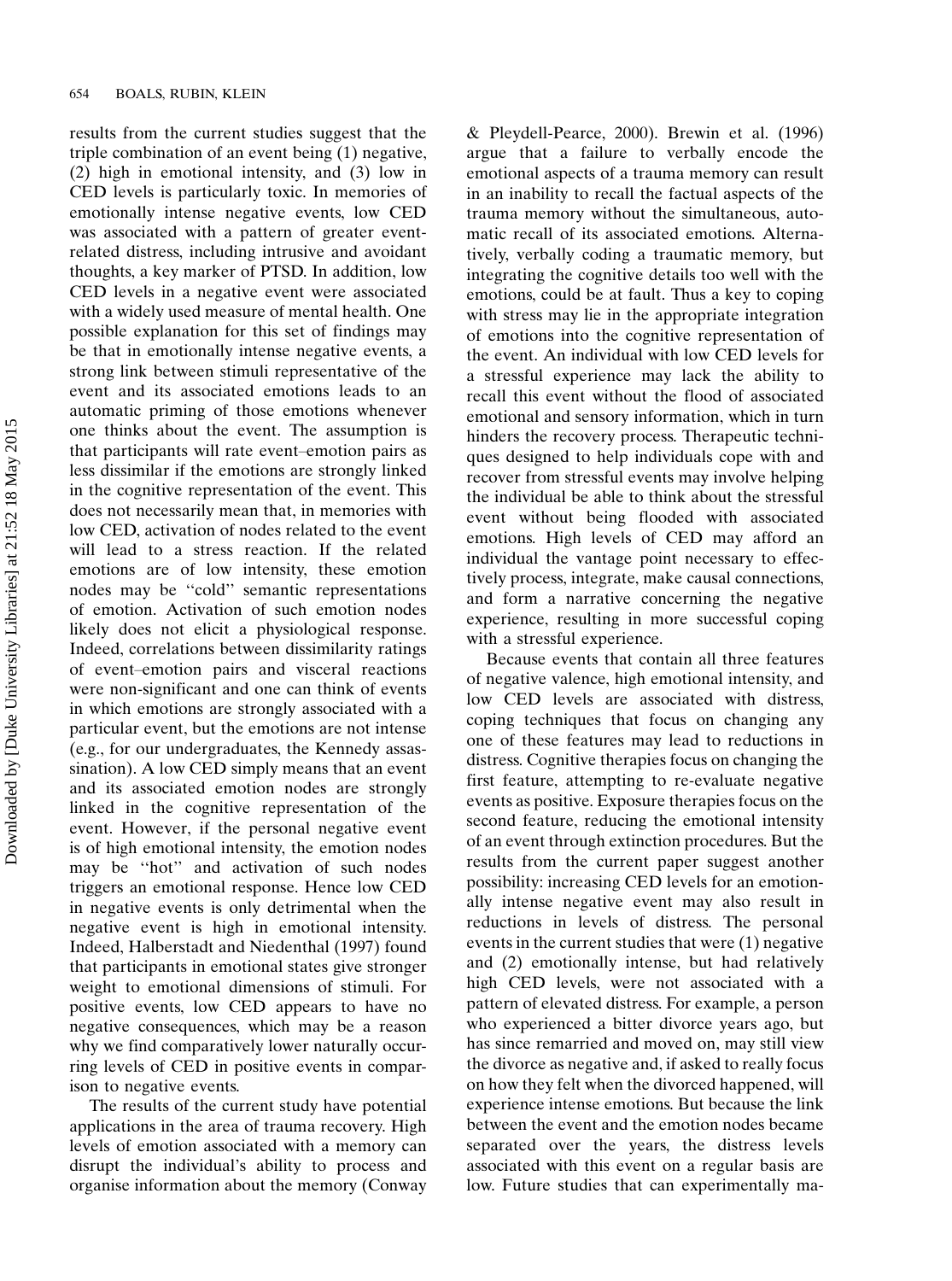results from the current studies suggest that the triple combination of an event being (1) negative, (2) high in emotional intensity, and (3) low in CED levels is particularly toxic. In memories of emotionally intense negative events, low CED was associated with a pattern of greater event-related distress, including intrusive and avoidant thoughts, a key marker of PTSD. In addition, low CED levels in a negative event were associated with a widely used measure of mental health. One possible explanation for this set of findings may be that in emotionally intense negative events, a strong link between stimuli representative of the event and its associated emotions leads to an automatic priming of those emotions whenever one thinks about the event. The assumption is that participants will rate event–emotion pairs as less dissimilar if the emotions are strongly linked in the cognitive representation of the event. This does not necessarily mean that, in memories with low CED, activation of nodes related to the event will lead to a stress reaction. If the related emotions are of low intensity, these emotion nodes may be ''cold'' semantic representations of emotion. Activation of such emotion nodes likely does not elicit a physiological response. Indeed, correlations between dissimilarity ratings of event–emotion pairs and visceral reactions were non-significant and one can think of events in which emotions are strongly associated with a particular event, but the emotions are not intense (e.g., for our undergraduates, the Kennedy assassination). A low CED simply means that an event and its associated emotion nodes are strongly linked in the cognitive representation of the event. However, if the personal negative event is of high emotional intensity, the emotion nodes may be ''hot'' and activation of such nodes triggers an emotional response. Hence low CED in negative events is only detrimental when the negative event is high in emotional intensity. Indeed, Halberstadt and Niedenthal (1997) found that participants in emotional states give stronger weight to emotional dimensions of stimuli. For positive events, low CED appears to have no negative consequences, which may be a reason why we find comparatively lower naturally occurring levels of CED in positive events in comparison to negative events.

The results of the current study have potential applications in the area of trauma recovery. High levels of emotion associated with a memory can disrupt the individual's ability to process and organise information about the memory (Conway & Pleydell-Pearce, 2000). Brewin et al. (1996) argue that a failure to verbally encode the emotional aspects of a trauma memory can result in an inability to recall the factual aspects of the trauma memory without the simultaneous, automatic recall of its associated emotions. Alternatively, verbally coding a traumatic memory, but integrating the cognitive details too well with the emotions, could be at fault. Thus a key to coping with stress may lie in the appropriate integration of emotions into the cognitive representation of the event. An individual with low CED levels for a stressful experience may lack the ability to recall this event without the flood of associated emotional and sensory information, which in turn hinders the recovery process. Therapeutic techniques designed to help individuals cope with and recover from stressful events may involve helping the individual be able to think about the stressful event without being flooded with associated emotions. High levels of CED may afford an individual the vantage point necessary to effectively process, integrate, make causal connections, and form a narrative concerning the negative experience, resulting in more successful coping with a stressful experience.

Because events that contain all three features of negative valence, high emotional intensity, and low CED levels are associated with distress, coping techniques that focus on changing any one of these features may lead to reductions in distress. Cognitive therapies focus on changing the first feature, attempting to re-evaluate negative events as positive. Exposure therapies focus on the second feature, reducing the emotional intensity of an event through extinction procedures. But the results from the current paper suggest another possibility: increasing CED levels for an emotionally intense negative event may also result in reductions in levels of distress. The personal events in the current studies that were (1) negative and (2) emotionally intense, but had relatively high CED levels, were not associated with a pattern of elevated distress. For example, a person who experienced a bitter divorce years ago, but has since remarried and moved on, may still view the divorce as negative and, if asked to really focus on how they felt when the divorced happened, will experience intense emotions. But because the link between the event and the emotion nodes became separated over the years, the distress levels associated with this event on a regular basis are low. Future studies that can experimentally ma-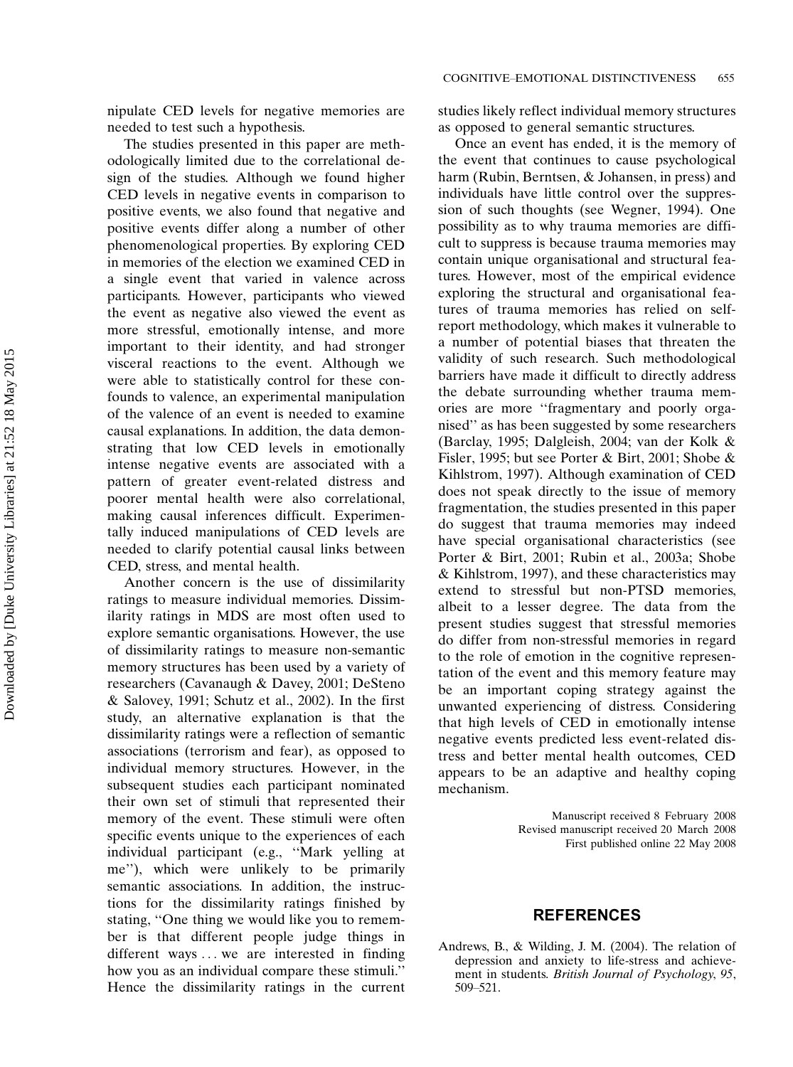nipulate CED levels for negative memories are needed to test such a hypothesis.

The studies presented in this paper are methodologically limited due to the correlational design of the studies. Although we found higher CED levels in negative events in comparison to positive events, we also found that negative and positive events differ along a number of other phenomenological properties. By exploring CED in memories of the election we examined CED in a single event that varied in valence across participants. However, participants who viewed the event as negative also viewed the event as more stressful, emotionally intense, and more important to their identity, and had stronger visceral reactions to the event. Although we were able to statistically control for these confounds to valence, an experimental manipulation of the valence of an event is needed to examine causal explanations. In addition, the data demonstrating that low CED levels in emotionally intense negative events are associated with a pattern of greater event-related distress and poorer mental health were also correlational, making causal inferences difficult. Experimentally induced manipulations of CED levels are needed to clarify potential causal links between CED, stress, and mental health.

Another concern is the use of dissimilarity ratings to measure individual memories. Dissimilarity ratings in MDS are most often used to explore semantic organisations. However, the use of dissimilarity ratings to measure non-semantic memory structures has been used by a variety of researchers (Cavanaugh & Davey, 2001; DeSteno & Salovey, 1991; Schutz et al., 2002). In the first study, an alternative explanation is that the dissimilarity ratings were a reflection of semantic associations (terrorism and fear), as opposed to individual memory structures. However, in the subsequent studies each participant nominated their own set of stimuli that represented their memory of the event. These stimuli were often specific events unique to the experiences of each individual participant (e.g., ''Mark yelling at me''), which were unlikely to be primarily semantic associations. In addition, the instructions for the dissimilarity ratings finished by stating, ''One thing we would like you to remember is that different people judge things in different ways . . . we are interested in finding how you as an individual compare these stimuli.'' Hence the dissimilarity ratings in the current studies likely reflect individual memory structures as opposed to general semantic structures.

Once an event has ended, it is the memory of the event that continues to cause psychological harm (Rubin, Berntsen, & Johansen, in press) and individuals have little control over the suppression of such thoughts (see Wegner, 1994). One possibility as to why trauma memories are difficult to suppress is because trauma memories may contain unique organisational and structural features. However, most of the empirical evidence exploring the structural and organisational features of trauma memories has relied on self-report methodology, which makes it vulnerable to a number of potential biases that threaten the validity of such research. Such methodological barriers have made it difficult to directly address the debate surrounding whether trauma memories are more ''fragmentary and poorly organised'' as has been suggested by some researchers (Barclay, 1995; Dalgleish, 2004; van der Kolk & Fisler, 1995; but see Porter & Birt, 2001; Shobe & Kihlstrom, 1997). Although examination of CED does not speak directly to the issue of memory fragmentation, the studies presented in this paper do suggest that trauma memories may indeed have special organisational characteristics (see Porter & Birt, 2001; Rubin et al., 2003a; Shobe & Kihlstrom, 1997), and these characteristics may extend to stressful but non-PTSD memories, albeit to a lesser degree. The data from the present studies suggest that stressful memories do differ from non-stressful memories in regard to the role of emotion in the cognitive representation of the event and this memory feature may be an important coping strategy against the unwanted experiencing of distress. Considering that high levels of CED in emotionally intense negative events predicted less event-related distress and better mental health outcomes, CED appears to be an adaptive and healthy coping mechanism.

Manuscript received 8 February 2008
Revised manuscript received 20 March 2008
First published online 22 May 2008

## REFERENCES

Andrews, B., & Wilding, J. M. (2004). The relation of depression and anxiety to life-stress and achievement in students. *British Journal of Psychology*, *95*, 509–521.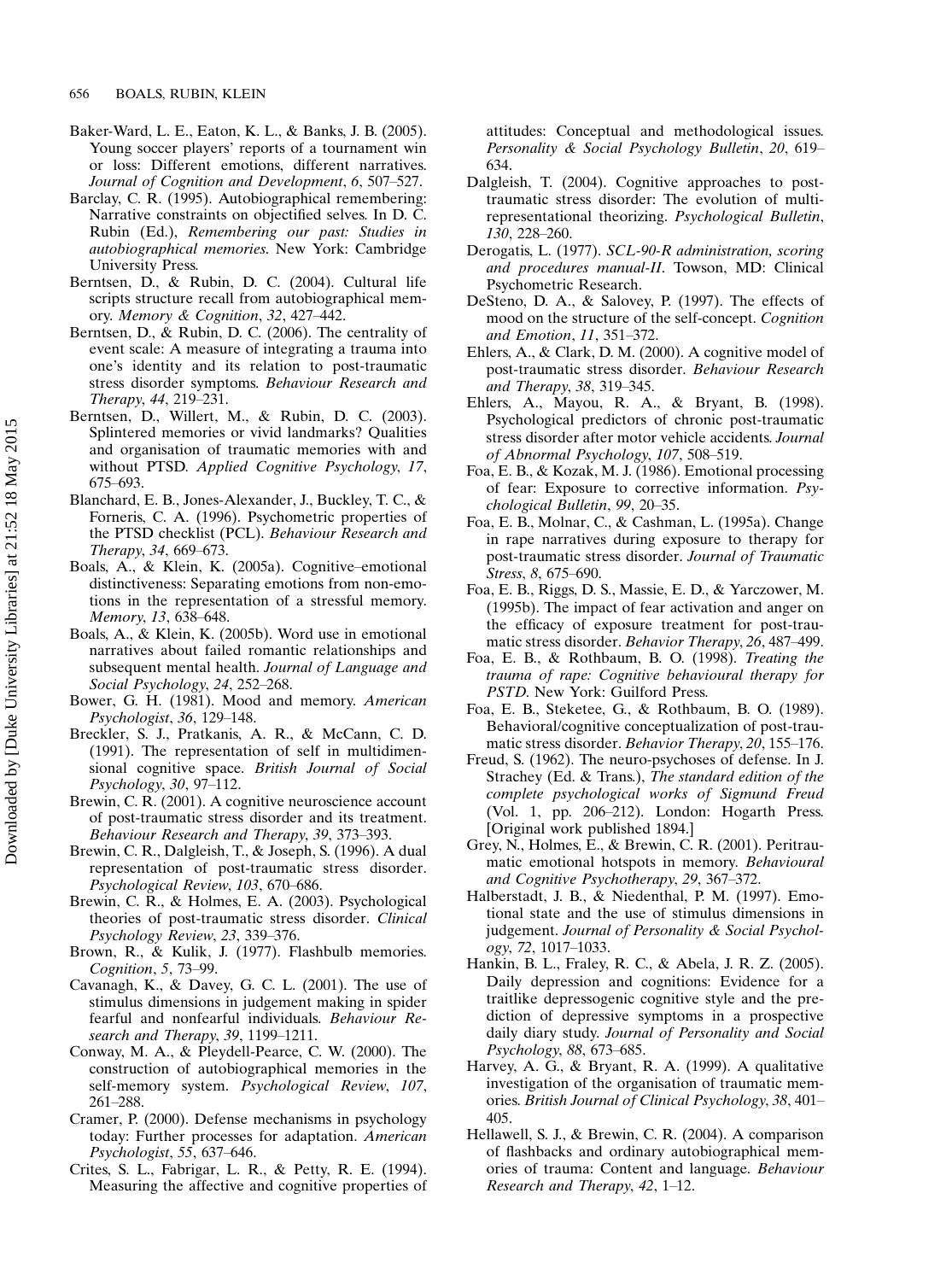Baker-Ward, L. E., Eaton, K. L., & Banks, J. B. (2005). Young soccer players' reports of a tournament win or loss: Different emotions, different narratives. *Journal of Cognition and Development*, *6*, 507–527.

Barclay, C. R. (1995). Autobiographical remembering: Narrative constraints on objectified selves. In D. C. Rubin (Ed.), *Remembering our past: Studies in autobiographical memories*. New York: Cambridge University Press.

Berntsen, D., & Rubin, D. C. (2004). Cultural life scripts structure recall from autobiographical memory. *Memory & Cognition*, *32*, 427–442.

Berntsen, D., & Rubin, D. C. (2006). The centrality of event scale: A measure of integrating a trauma into one's identity and its relation to post-traumatic stress disorder symptoms. *Behaviour Research and Therapy*, *44*, 219–231.

Berntsen, D., Willert, M., & Rubin, D. C. (2003). Splintered memories or vivid landmarks? Qualities and organisation of traumatic memories with and without PTSD. *Applied Cognitive Psychology*, *17*, 675–693.

Blanchard, E. B., Jones-Alexander, J., Buckley, T. C., & Forneris, C. A. (1996). Psychometric properties of the PTSD checklist (PCL). *Behaviour Research and Therapy*, *34*, 669–673.

Boals, A., & Klein, K. (2005a). Cognitive–emotional distinctiveness: Separating emotions from non-emotions in the representation of a stressful memory. *Memory*, *13*, 638–648.

Boals, A., & Klein, K. (2005b). Word use in emotional narratives about failed romantic relationships and subsequent mental health. *Journal of Language and Social Psychology*, *24*, 252–268.

Bower, G. H. (1981). Mood and memory. *American Psychologist*, *36*, 129–148.

Breckler, S. J., Pratkanis, A. R., & McCann, C. D. (1991). The representation of self in multidimensional cognitive space. *British Journal of Social Psychology*, *30*, 97–112.

Brewin, C. R. (2001). A cognitive neuroscience account of post-traumatic stress disorder and its treatment. *Behaviour Research and Therapy*, *39*, 373–393.

Brewin, C. R., Dalgleish, T., & Joseph, S. (1996). A dual representation of post-traumatic stress disorder. *Psychological Review*, *103*, 670–686.

Brewin, C. R., & Holmes, E. A. (2003). Psychological theories of post-traumatic stress disorder. *Clinical Psychology Review*, *23*, 339–376.

Brown, R., & Kulik, J. (1977). Flashbulb memories. *Cognition*, *5*, 73–99.

Cavanagh, K., & Davey, G. C. L. (2001). The use of stimulus dimensions in judgement making in spider fearful and nonfearful individuals. *Behaviour Research and Therapy*, *39*, 1199–1211.

Conway, M. A., & Pleydell-Pearce, C. W. (2000). The construction of autobiographical memories in the self-memory system. *Psychological Review*, *107*, 261–288.

Cramer, P. (2000). Defense mechanisms in psychology today: Further processes for adaptation. *American Psychologist*, *55*, 637–646.

Crites, S. L., Fabrigar, L. R., & Petty, R. E. (1994). Measuring the affective and cognitive properties of attitudes: Conceptual and methodological issues. *Personality & Social Psychology Bulletin*, *20*, 619–634.

Dalgleish, T. (2004). Cognitive approaches to post-traumatic stress disorder: The evolution of multi-representational theorizing. *Psychological Bulletin*, *130*, 228–260.

Derogatis, L. (1977). *SCL-90-R administration, scoring and procedures manual-II*. Towson, MD: Clinical Psychometric Research.

DeSteno, D. A., & Salovey, P. (1997). The effects of mood on the structure of the self-concept. *Cognition and Emotion*, *11*, 351–372.

Ehlers, A., & Clark, D. M. (2000). A cognitive model of post-traumatic stress disorder. *Behaviour Research and Therapy*, *38*, 319–345.

Ehlers, A., Mayou, R. A., & Bryant, B. (1998). Psychological predictors of chronic post-traumatic stress disorder after motor vehicle accidents. *Journal of Abnormal Psychology*, *107*, 508–519.

Foa, E. B., & Kozak, M. J. (1986). Emotional processing of fear: Exposure to corrective information. *Psychological Bulletin*, *99*, 20–35.

Foa, E. B., Molnar, C., & Cashman, L. (1995a). Change in rape narratives during exposure to therapy for post-traumatic stress disorder. *Journal of Traumatic Stress*, *8*, 675–690.

Foa, E. B., Riggs, D. S., Massie, E. D., & Yarczower, M. (1995b). The impact of fear activation and anger on the efficacy of exposure treatment for post-traumatic stress disorder. *Behavior Therapy*, *26*, 487–499.

Foa, E. B., & Rothbaum, B. O. (1998). *Treating the trauma of rape: Cognitive behavioural therapy for PSTD*. New York: Guilford Press.

Foa, E. B., Steketee, G., & Rothbaum, B. O. (1989). Behavioral/cognitive conceptualization of post-traumatic stress disorder. *Behavior Therapy*, *20*, 155–176.

Freud, S. (1962). The neuro-psychoses of defense. In J. Strachey (Ed. & Trans.), *The standard edition of the complete psychological works of Sigmund Freud* (Vol. 1, pp. 206–212). London: Hogarth Press. [Original work published 1894.]

Grey, N., Holmes, E., & Brewin, C. R. (2001). Peritraumatic emotional hotspots in memory. *Behavioural and Cognitive Psychotherapy*, *29*, 367–372.

Halberstadt, J. B., & Niedenthal, P. M. (1997). Emotional state and the use of stimulus dimensions in judgement. *Journal of Personality & Social Psychology*, *72*, 1017–1033.

Hankin, B. L., Fraley, R. C., & Abela, J. R. Z. (2005). Daily depression and cognitions: Evidence for a traitlike depressogenic cognitive style and the prediction of depressive symptoms in a prospective daily diary study. *Journal of Personality and Social Psychology*, *88*, 673–685.

Harvey, A. G., & Bryant, R. A. (1999). A qualitative investigation of the organisation of traumatic memories. *British Journal of Clinical Psychology*, *38*, 401–405.

Hellawell, S. J., & Brewin, C. R. (2004). A comparison of flashbacks and ordinary autobiographical memories of trauma: Content and language. *Behaviour Research and Therapy*, *42*, 1–12.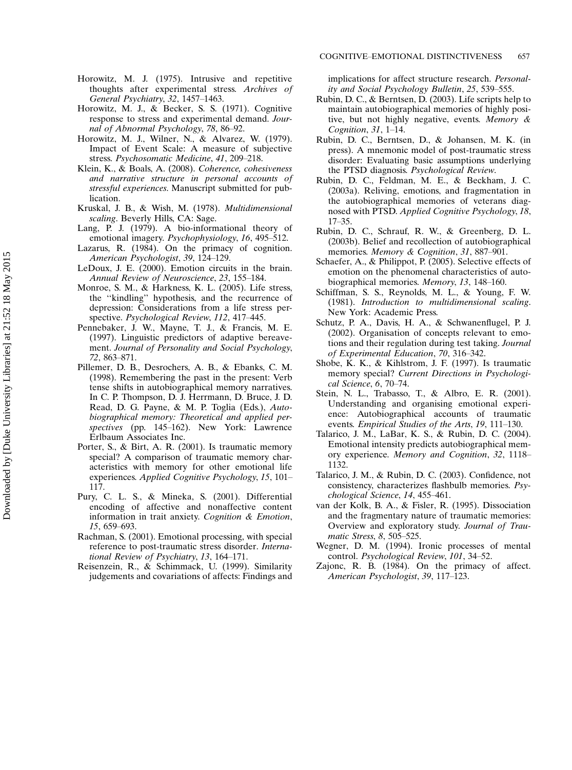Horowitz, M. J. (1975). Intrusive and repetitive thoughts after experimental stress. *Archives of General Psychiatry*, *32*, 1457–1463.

Horowitz, M. J., & Becker, S. S. (1971). Cognitive response to stress and experimental demand. *Journal of Abnormal Psychology*, *78*, 86–92.

Horowitz, M. J., Wilner, N., & Alvarez, W. (1979). Impact of Event Scale: A measure of subjective stress. *Psychosomatic Medicine*, *41*, 209–218.

Klein, K., & Boals, A. (2008). *Coherence, cohesiveness and narrative structure in personal accounts of stressful experiences*. Manuscript submitted for publication.

Kruskal, J. B., & Wish, M. (1978). *Multidimensional scaling*. Beverly Hills, CA: Sage.

Lang, P. J. (1979). A bio-informational theory of emotional imagery. *Psychophysiology*, *16*, 495–512.

Lazarus, R. (1984). On the primacy of cognition. *American Psychologist*, *39*, 124–129.

LeDoux, J. E. (2000). Emotion circuits in the brain. *Annual Review of Neuroscience*, *23*, 155–184.

Monroe, S. M., & Harkness, K. L. (2005). Life stress, the ''kindling'' hypothesis, and the recurrence of depression: Considerations from a life stress perspective. *Psychological Review*, *112*, 417–445.

Pennebaker, J. W., Mayne, T. J., & Francis, M. E. (1997). Linguistic predictors of adaptive bereavement. *Journal of Personality and Social Psychology*, *72*, 863–871.

Pillemer, D. B., Desrochers, A. B., & Ebanks, C. M. (1998). Remembering the past in the present: Verb tense shifts in autobiographical memory narratives. In C. P. Thompson, D. J. Herrmann, D. Bruce, J. D. Read, D. G. Payne, & M. P. Toglia (Eds.), *Autobiographical memory: Theoretical and applied perspectives* (pp. 145–162). New York: Lawrence Erlbaum Associates Inc.

Porter, S., & Birt, A. R. (2001). Is traumatic memory special? A comparison of traumatic memory characteristics with memory for other emotional life experiences. *Applied Cognitive Psychology*, *15*, 101–117.

Pury, C. L. S., & Mineka, S. (2001). Differential encoding of affective and nonaffective content information in trait anxiety. *Cognition & Emotion*, *15*, 659–693.

Rachman, S. (2001). Emotional processing, with special reference to post-traumatic stress disorder. *International Review of Psychiatry*, *13*, 164–171.

Reisenzein, R., & Schimmack, U. (1999). Similarity judgements and covariations of affects: Findings and implications for affect structure research. *Personality and Social Psychology Bulletin*, *25*, 539–555.

Rubin, D. C., & Berntsen, D. (2003). Life scripts help to maintain autobiographical memories of highly positive, but not highly negative, events. *Memory & Cognition*, *31*, 1–14.

Rubin, D. C., Berntsen, D., & Johansen, M. K. (in press). A mnemonic model of post-traumatic stress disorder: Evaluating basic assumptions underlying the PTSD diagnosis. *Psychological Review*.

Rubin, D. C., Feldman, M. E., & Beckham, J. C. (2003a). Reliving, emotions, and fragmentation in the autobiographical memories of veterans diagnosed with PTSD. *Applied Cognitive Psychology*, *18*, 17–35.

Rubin, D. C., Schrauf, R. W., & Greenberg, D. L. (2003b). Belief and recollection of autobiographical memories. *Memory & Cognition*, *31*, 887–901.

Schaefer, A., & Philippot, P. (2005). Selective effects of emotion on the phenomenal characteristics of autobiographical memories. *Memory*, *13*, 148–160.

Schiffman, S. S., Reynolds, M. L., & Young, F. W. (1981). *Introduction to multidimensional scaling*. New York: Academic Press.

Schutz, P. A., Davis, H. A., & Schwanenflugel, P. J. (2002). Organisation of concepts relevant to emotions and their regulation during test taking. *Journal of Experimental Education*, *70*, 316–342.

Shobe, K. K., & Kihlstrom, J. F. (1997). Is traumatic memory special? *Current Directions in Psychological Science*, *6*, 70–74.

Stein, N. L., Trabasso, T., & Albro, E. R. (2001). Understanding and organising emotional experience: Autobiographical accounts of traumatic events. *Empirical Studies of the Arts*, *19*, 111–130.

Talarico, J. M., LaBar, K. S., & Rubin, D. C. (2004). Emotional intensity predicts autobiographical memory experience. *Memory and Cognition*, *32*, 1118–1132.

Talarico, J. M., & Rubin, D. C. (2003). Confidence, not consistency, characterizes flashbulb memories. *Psychological Science*, *14*, 455–461.

van der Kolk, B. A., & Fisler, R. (1995). Dissociation and the fragmentary nature of traumatic memories: Overview and exploratory study. *Journal of Traumatic Stress*, *8*, 505–525.

Wegner, D. M. (1994). Ironic processes of mental control. *Psychological Review*, *101*, 34–52.

Zajonc, R. B. (1984). On the primacy of affect. *American Psychologist*, *39*, 117–123.